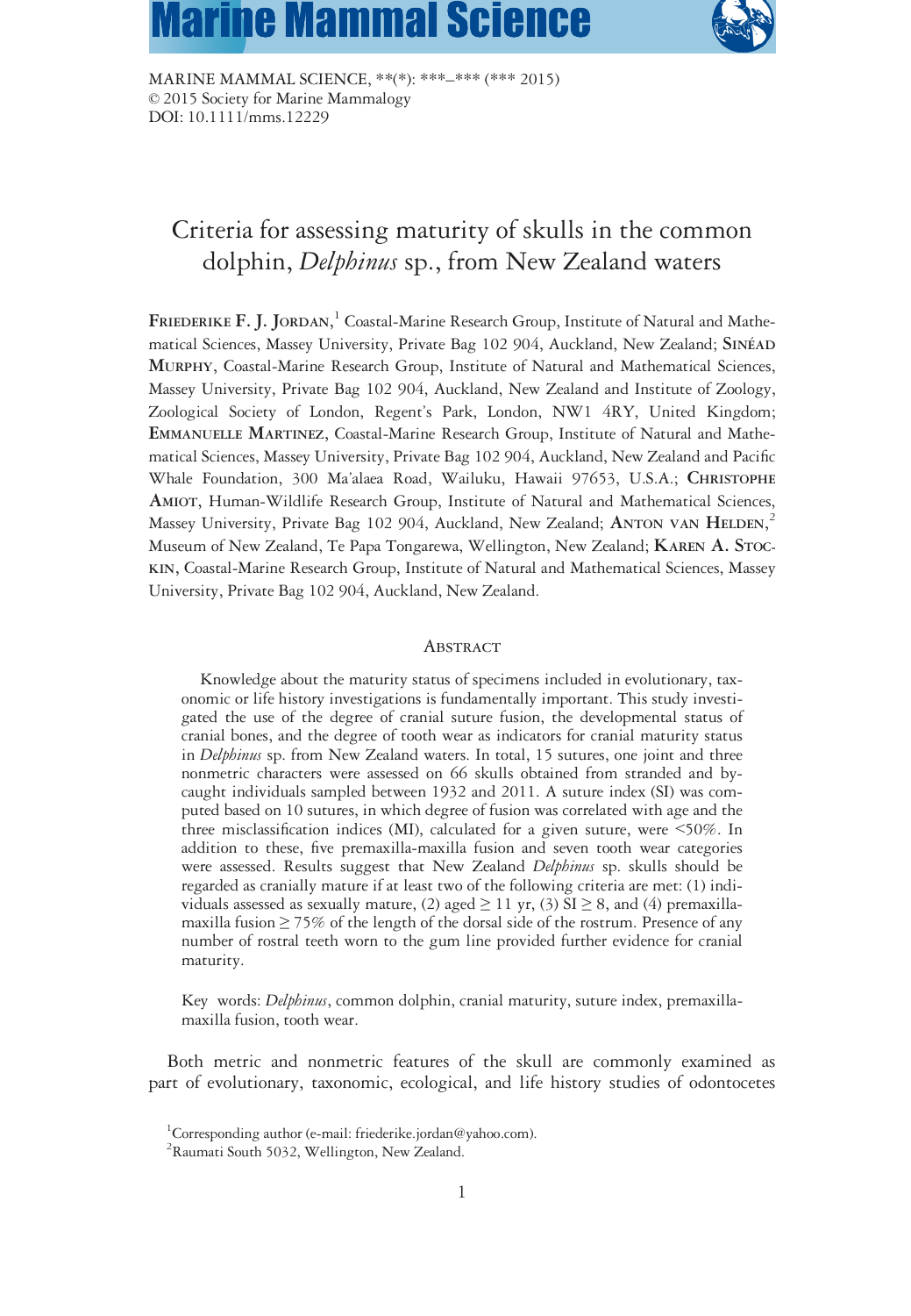MARINE MAMMAL SCIENCE, \*\*(\*): \*\*\*–\*\*\* (\*\*\* 2015)
© 2015 Society for Marine Mammalogy
DOI: 10.1111/mms.12229

# Criteria for assessing maturity of skulls in the common dolphin, *Delphinus* sp., from New Zealand waters

**Friederike F. J. Jordan**,[1] Coastal-Marine Research Group, Institute of Natural and Mathematical Sciences, Massey University, Private Bag 102 904, Auckland, New Zealand; **Sinéad Murphy**, Coastal-Marine Research Group, Institute of Natural and Mathematical Sciences, Massey University, Private Bag 102 904, Auckland, New Zealand and Institute of Zoology, Zoological Society of London, Regent's Park, London, NW1 4RY, United Kingdom; **Emmanuelle Martinez**, Coastal-Marine Research Group, Institute of Natural and Mathematical Sciences, Massey University, Private Bag 102 904, Auckland, New Zealand and Pacific Whale Foundation, 300 Ma'alaea Road, Wailuku, Hawaii 97653, U.S.A.; **Christophe Amiot**, Human-Wildlife Research Group, Institute of Natural and Mathematical Sciences, Massey University, Private Bag 102 904, Auckland, New Zealand; **Anton van Helden**,[2] Museum of New Zealand, Te Papa Tongarewa, Wellington, New Zealand; **Karen A. Stockin**, Coastal-Marine Research Group, Institute of Natural and Mathematical Sciences, Massey University, Private Bag 102 904, Auckland, New Zealand.

## Abstract

Knowledge about the maturity status of specimens included in evolutionary, taxonomic or life history investigations is fundamentally important. This study investigated the use of the degree of cranial suture fusion, the developmental status of cranial bones, and the degree of tooth wear as indicators for cranial maturity status in *Delphinus* sp. from New Zealand waters. In total, 15 sutures, one joint and three nonmetric characters were assessed on 66 skulls obtained from stranded and bycaught individuals sampled between 1932 and 2011. A suture index (SI) was computed based on 10 sutures, in which degree of fusion was correlated with age and the three misclassification indices (MI), calculated for a given suture, were <50%. In addition to these, five premaxilla-maxilla fusion and seven tooth wear categories were assessed. Results suggest that New Zealand *Delphinus* sp. skulls should be regarded as cranially mature if at least two of the following criteria are met: (1) individuals assessed as sexually mature, (2) aged ≥ 11 yr, (3) SI ≥ 8, and (4) premaxilla-maxilla fusion ≥ 75% of the length of the dorsal side of the rostrum. Presence of any number of rostral teeth worn to the gum line provided further evidence for cranial maturity.

Key words: *Delphinus*, common dolphin, cranial maturity, suture index, premaxilla-maxilla fusion, tooth wear.

Both metric and nonmetric features of the skull are commonly examined as part of evolutionary, taxonomic, ecological, and life history studies of odontocetes

[1] Corresponding author (e-mail: friederike.jordan@yahoo.com).
[2] Raumati South 5032, Wellington, New Zealand.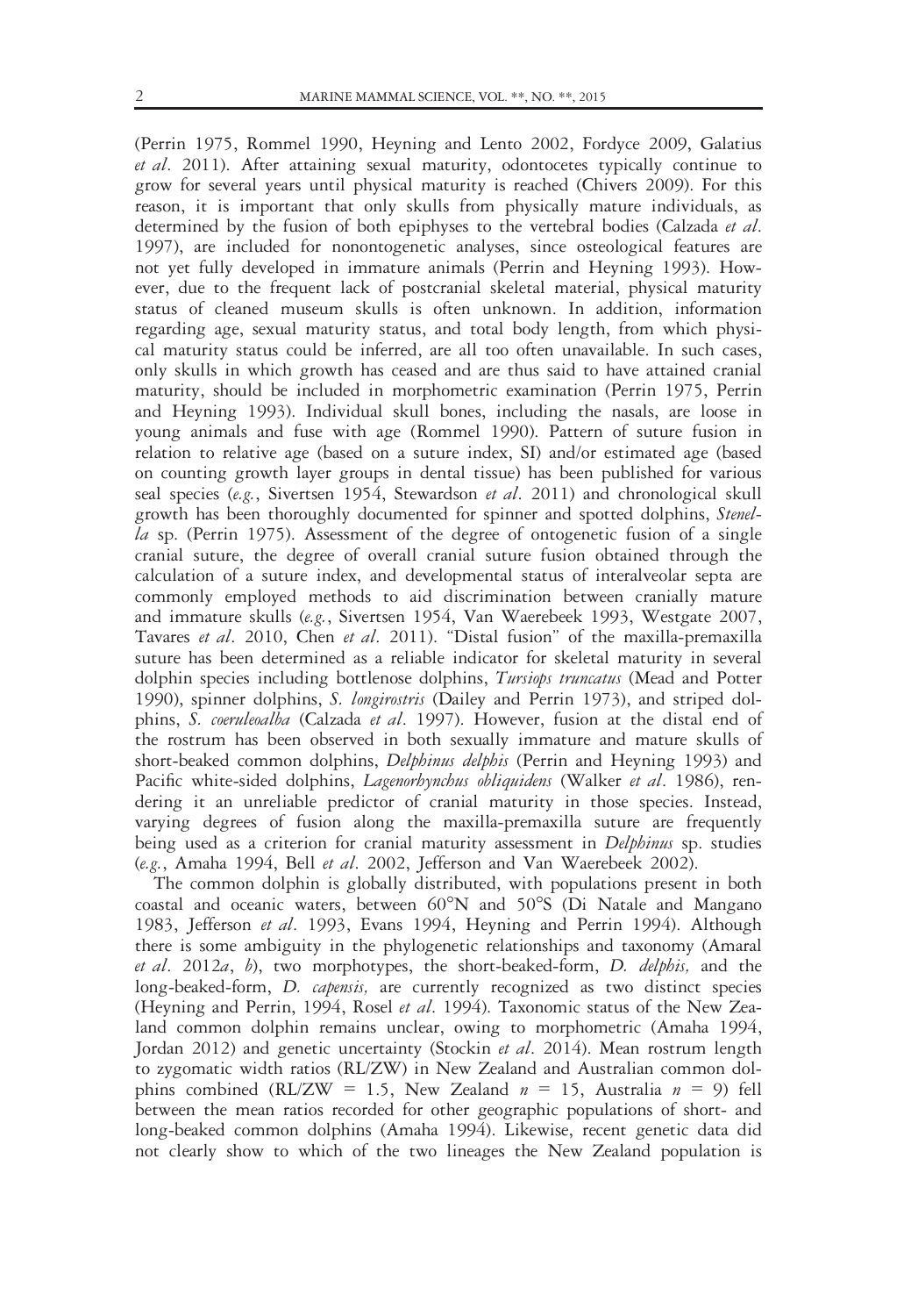(Perrin 1975, Rommel 1990, Heyning and Lento 2002, Fordyce 2009, Galatius *et al*. 2011). After attaining sexual maturity, odontocetes typically continue to grow for several years until physical maturity is reached (Chivers 2009). For this reason, it is important that only skulls from physically mature individuals, as determined by the fusion of both epiphyses to the vertebral bodies (Calzada *et al*. 1997), are included for nonontogenetic analyses, since osteological features are not yet fully developed in immature animals (Perrin and Heyning 1993). However, due to the frequent lack of postcranial skeletal material, physical maturity status of cleaned museum skulls is often unknown. In addition, information regarding age, sexual maturity status, and total body length, from which physical maturity status could be inferred, are all too often unavailable. In such cases, only skulls in which growth has ceased and are thus said to have attained cranial maturity, should be included in morphometric examination (Perrin 1975, Perrin and Heyning 1993). Individual skull bones, including the nasals, are loose in young animals and fuse with age (Rommel 1990). Pattern of suture fusion in relation to relative age (based on a suture index, SI) and/or estimated age (based on counting growth layer groups in dental tissue) has been published for various seal species (*e.g.*, Sivertsen 1954, Stewardson *et al*. 2011) and chronological skull growth has been thoroughly documented for spinner and spotted dolphins, *Stenella* sp. (Perrin 1975). Assessment of the degree of ontogenetic fusion of a single cranial suture, the degree of overall cranial suture fusion obtained through the calculation of a suture index, and developmental status of interalveolar septa are commonly employed methods to aid discrimination between cranially mature and immature skulls (*e.g.*, Sivertsen 1954, Van Waerebeek 1993, Westgate 2007, Tavares *et al*. 2010, Chen *et al*. 2011). "Distal fusion" of the maxilla-premaxilla suture has been determined as a reliable indicator for skeletal maturity in several dolphin species including bottlenose dolphins, *Tursiops truncatus* (Mead and Potter 1990), spinner dolphins, *S. longirostris* (Dailey and Perrin 1973), and striped dolphins, *S. coeruleoalba* (Calzada *et al*. 1997). However, fusion at the distal end of the rostrum has been observed in both sexually immature and mature skulls of short-beaked common dolphins, *Delphinus delphis* (Perrin and Heyning 1993) and Pacific white-sided dolphins, *Lagenorhynchus obliquidens* (Walker *et al*. 1986), rendering it an unreliable predictor of cranial maturity in those species. Instead, varying degrees of fusion along the maxilla-premaxilla suture are frequently being used as a criterion for cranial maturity assessment in *Delphinus* sp. studies (*e.g.*, Amaha 1994, Bell *et al*. 2002, Jefferson and Van Waerebeek 2002).

The common dolphin is globally distributed, with populations present in both coastal and oceanic waters, between 60°N and 50°S (Di Natale and Mangano 1983, Jefferson *et al*. 1993, Evans 1994, Heyning and Perrin 1994). Although there is some ambiguity in the phylogenetic relationships and taxonomy (Amaral *et al*. 2012*a*, *b*), two morphotypes, the short-beaked-form, *D. delphis,* and the long-beaked-form, *D. capensis,* are currently recognized as two distinct species (Heyning and Perrin, 1994, Rosel *et al*. 1994). Taxonomic status of the New Zealand common dolphin remains unclear, owing to morphometric (Amaha 1994, Jordan 2012) and genetic uncertainty (Stockin *et al*. 2014). Mean rostrum length to zygomatic width ratios (RL/ZW) in New Zealand and Australian common dolphins combined (RL/ZW = 1.5, New Zealand $n$ = 15, Australia $n$ = 9) fell between the mean ratios recorded for other geographic populations of short- and long-beaked common dolphins (Amaha 1994). Likewise, recent genetic data did not clearly show to which of the two lineages the New Zealand population is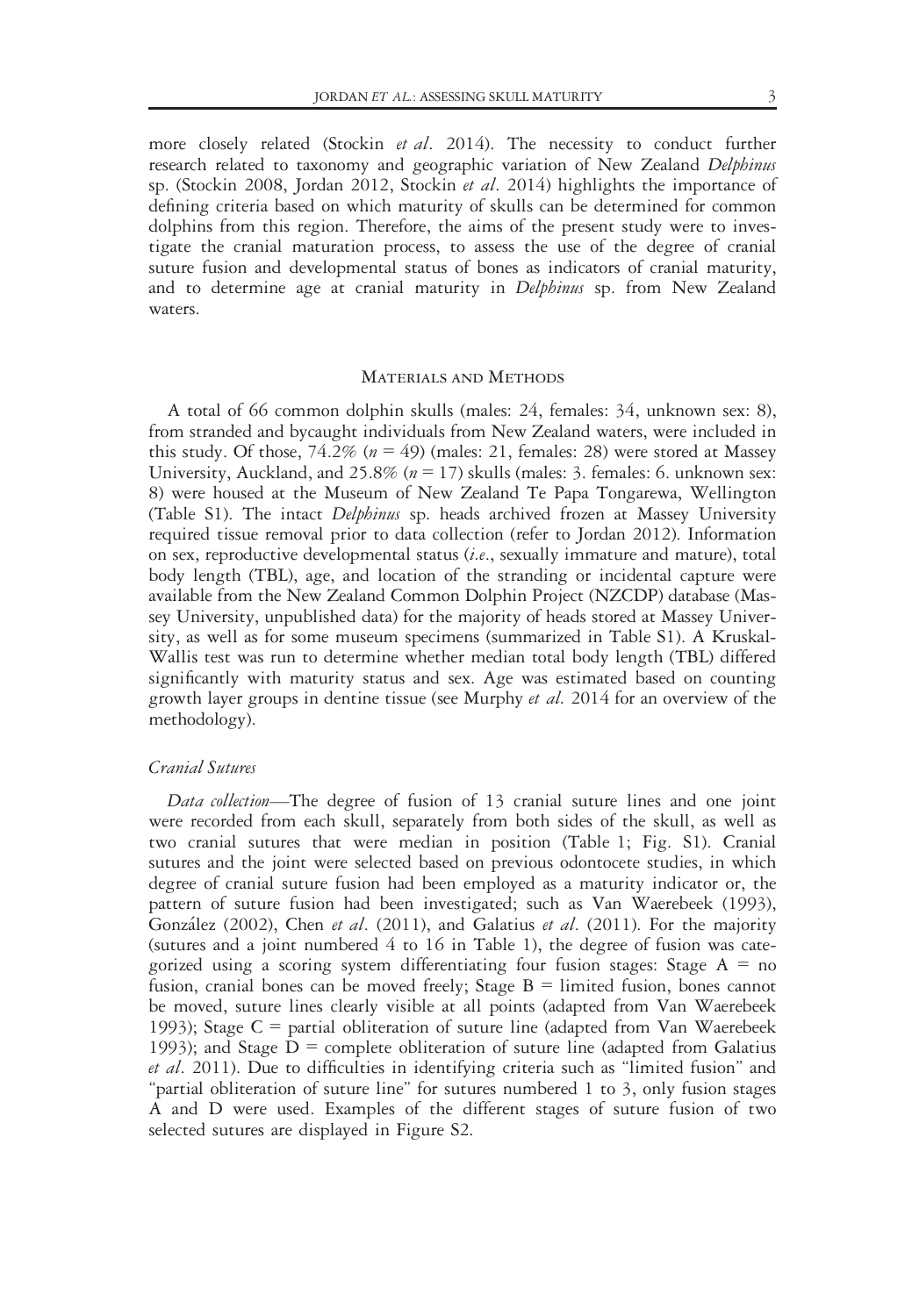more closely related (Stockin *et al*. 2014). The necessity to conduct further research related to taxonomy and geographic variation of New Zealand *Delphinus* sp. (Stockin 2008, Jordan 2012, Stockin *et al*. 2014) highlights the importance of defining criteria based on which maturity of skulls can be determined for common dolphins from this region. Therefore, the aims of the present study were to investigate the cranial maturation process, to assess the use of the degree of cranial suture fusion and developmental status of bones as indicators of cranial maturity, and to determine age at cranial maturity in *Delphinus* sp. from New Zealand waters.

## Materials and Methods

A total of 66 common dolphin skulls (males: 24, females: 34, unknown sex: 8), from stranded and bycaught individuals from New Zealand waters, were included in this study. Of those, 74.2% ($n = 49$) (males: 21, females: 28) were stored at Massey University, Auckland, and 25.8% ($n = 17$) skulls (males: 3. females: 6. unknown sex: 8) were housed at the Museum of New Zealand Te Papa Tongarewa, Wellington (Table S1). The intact *Delphinus* sp. heads archived frozen at Massey University required tissue removal prior to data collection (refer to Jordan 2012). Information on sex, reproductive developmental status (*i.e*., sexually immature and mature), total body length (TBL), age, and location of the stranding or incidental capture were available from the New Zealand Common Dolphin Project (NZCDP) database (Massey University, unpublished data) for the majority of heads stored at Massey University, as well as for some museum specimens (summarized in Table S1). A Kruskal-Wallis test was run to determine whether median total body length (TBL) differed significantly with maturity status and sex. Age was estimated based on counting growth layer groups in dentine tissue (see Murphy *et al*. 2014 for an overview of the methodology).

### *Cranial Sutures*

*Data collection*—The degree of fusion of 13 cranial suture lines and one joint were recorded from each skull, separately from both sides of the skull, as well as two cranial sutures that were median in position (Table 1; Fig. S1). Cranial sutures and the joint were selected based on previous odontocete studies, in which degree of cranial suture fusion had been employed as a maturity indicator or, the pattern of suture fusion had been investigated; such as Van Waerebeek (1993), González (2002), Chen *et al*. (2011), and Galatius *et al*. (2011). For the majority (sutures and a joint numbered 4 to 16 in Table 1), the degree of fusion was categorized using a scoring system differentiating four fusion stages: Stage A = no fusion, cranial bones can be moved freely; Stage B = limited fusion, bones cannot be moved, suture lines clearly visible at all points (adapted from Van Waerebeek 1993); Stage C = partial obliteration of suture line (adapted from Van Waerebeek 1993); and Stage D = complete obliteration of suture line (adapted from Galatius *et al*. 2011). Due to difficulties in identifying criteria such as "limited fusion" and "partial obliteration of suture line" for sutures numbered 1 to 3, only fusion stages A and D were used. Examples of the different stages of suture fusion of two selected sutures are displayed in Figure S2.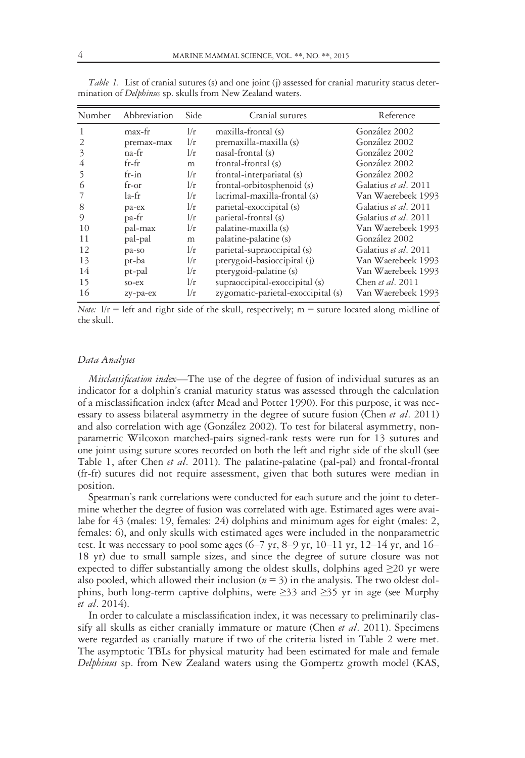*Table 1.* List of cranial sutures (s) and one joint (j) assessed for cranial maturity status determination of *Delphinus* sp. skulls from New Zealand waters.

| Number | Abbreviation | Side | Cranial sutures | Reference |
|---|---|---|---|---|
| 1 | max-fr | l/r | maxilla-frontal (s) | González 2002 |
| 2 | premax-max | l/r | premaxilla-maxilla (s) | González 2002 |
| 3 | na-fr | l/r | nasal-frontal (s) | González 2002 |
| 4 | fr-fr | m | frontal-frontal (s) | González 2002 |
| 5 | fr-in | l/r | frontal-interpariatal (s) | González 2002 |
| 6 | fr-or | l/r | frontal-orbitosphenoid (s) | Galatius *et al*. 2011 |
| 7 | la-fr | l/r | lacrimal-maxilla-frontal (s) | Van Waerebeek 1993 |
| 8 | pa-ex | l/r | parietal-exoccipital (s) | Galatius *et al*. 2011 |
| 9 | pa-fr | l/r | parietal-frontal (s) | Galatius *et al*. 2011 |
| 10 | pal-max | l/r | palatine-maxilla (s) | Van Waerebeek 1993 |
| 11 | pal-pal | m | palatine-palatine (s) | González 2002 |
| 12 | pa-so | l/r | parietal-supraoccipital (s) | Galatius *et al*. 2011 |
| 13 | pt-ba | l/r | pterygoid-basioccipital (j) | Van Waerebeek 1993 |
| 14 | pt-pal | l/r | pterygoid-palatine (s) | Van Waerebeek 1993 |
| 15 | so-ex | l/r | supraoccipital-exoccipital (s) | Chen *et al*. 2011 |
| 16 | zy-pa-ex | l/r | zygomatic-parietal-exoccipital (s) | Van Waerebeek 1993 |

*Note:* l/r = left and right side of the skull, respectively; m = suture located along midline of the skull.

### *Data Analyses*

*Misclassification index*—The use of the degree of fusion of individual sutures as an indicator for a dolphin's cranial maturity status was assessed through the calculation of a misclassification index (after Mead and Potter 1990). For this purpose, it was necessary to assess bilateral asymmetry in the degree of suture fusion (Chen *et al*. 2011) and also correlation with age (González 2002). To test for bilateral asymmetry, nonparametric Wilcoxon matched-pairs signed-rank tests were run for 13 sutures and one joint using suture scores recorded on both the left and right side of the skull (see Table 1, after Chen *et al*. 2011). The palatine-palatine (pal-pal) and frontal-frontal (fr-fr) sutures did not require assessment, given that both sutures were median in position.

Spearman's rank correlations were conducted for each suture and the joint to determine whether the degree of fusion was correlated with age. Estimated ages were availabe for 43 (males: 19, females: 24) dolphins and minimum ages for eight (males: 2, females: 6), and only skulls with estimated ages were included in the nonparametric test. It was necessary to pool some ages (6–7 yr, 8–9 yr, 10–11 yr, 12–14 yr, and 16–18 yr) due to small sample sizes, and since the degree of suture closure was not expected to differ substantially among the oldest skulls, dolphins aged ≥20 yr were also pooled, which allowed their inclusion ($n = 3$) in the analysis. The two oldest dolphins, both long-term captive dolphins, were ≥33 and ≥35 yr in age (see Murphy *et al*. 2014).

In order to calculate a misclassification index, it was necessary to preliminarily classify all skulls as either cranially immature or mature (Chen *et al*. 2011). Specimens were regarded as cranially mature if two of the criteria listed in Table 2 were met. The asymptotic TBLs for physical maturity had been estimated for male and female *Delphinus* sp. from New Zealand waters using the Gompertz growth model (KAS,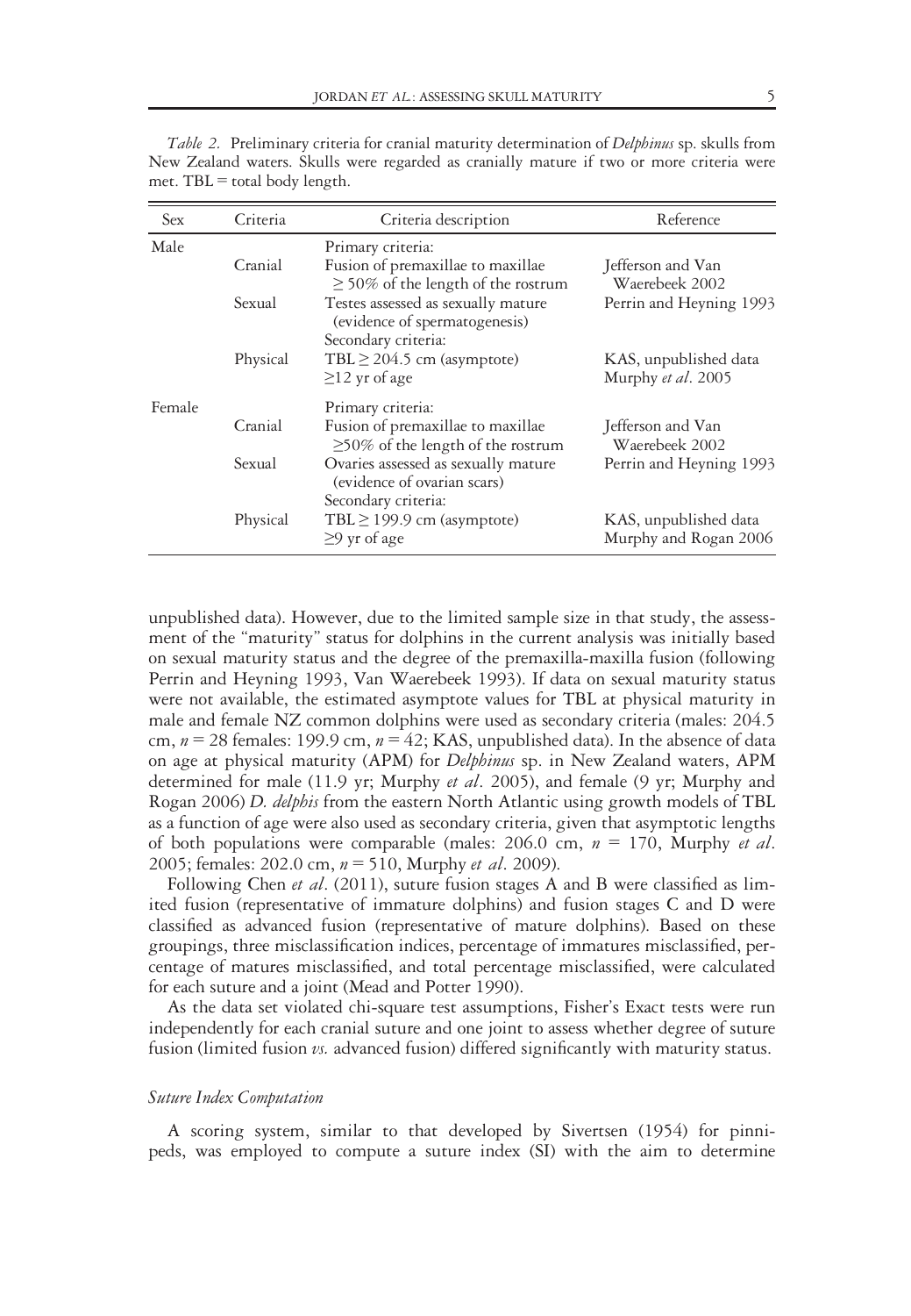*Table 2.* Preliminary criteria for cranial maturity determination of *Delphinus* sp. skulls from New Zealand waters. Skulls were regarded as cranially mature if two or more criteria were met. TBL = total body length.

| Sex | Criteria | Criteria description | Reference |
|---|---|---|---|
| Male | | Primary criteria: | |
| | Cranial | Fusion of premaxillae to maxillae $\geq 50\%$ of the length of the rostrum | Jefferson and Van Waerebeek 2002 |
| | Sexual | Testes assessed as sexually mature (evidence of spermatogenesis) | Perrin and Heyning 1993 |
| | | Secondary criteria: | |
| | Physical | TBL $\geq 204.5$ cm (asymptote) $\geq 12$ yr of age | KAS, unpublished data Murphy *et al*. 2005 |
| Female | | Primary criteria: | |
| | Cranial | Fusion of premaxillae to maxillae $\geq 50\%$ of the length of the rostrum | Jefferson and Van Waerebeek 2002 |
| | Sexual | Ovaries assessed as sexually mature (evidence of ovarian scars) | Perrin and Heyning 1993 |
| | | Secondary criteria: | |
| | Physical | TBL $\geq 199.9$ cm (asymptote) $\geq 9$ yr of age | KAS, unpublished data Murphy and Rogan 2006 |

unpublished data). However, due to the limited sample size in that study, the assessment of the "maturity" status for dolphins in the current analysis was initially based on sexual maturity status and the degree of the premaxilla-maxilla fusion (following Perrin and Heyning 1993, Van Waerebeek 1993). If data on sexual maturity status were not available, the estimated asymptote values for TBL at physical maturity in male and female NZ common dolphins were used as secondary criteria (males: 204.5 cm, $n = 28$ females: 199.9 cm, $n = 42$; KAS, unpublished data). In the absence of data on age at physical maturity (APM) for *Delphinus* sp. in New Zealand waters, APM determined for male (11.9 yr; Murphy *et al*. 2005), and female (9 yr; Murphy and Rogan 2006) *D. delphis* from the eastern North Atlantic using growth models of TBL as a function of age were also used as secondary criteria, given that asymptotic lengths of both populations were comparable (males: 206.0 cm, $n = 170$, Murphy *et al*. 2005; females: 202.0 cm, $n = 510$, Murphy *et al*. 2009).

Following Chen *et al*. (2011), suture fusion stages A and B were classified as limited fusion (representative of immature dolphins) and fusion stages C and D were classified as advanced fusion (representative of mature dolphins). Based on these groupings, three misclassification indices, percentage of immatures misclassified, percentage of matures misclassified, and total percentage misclassified, were calculated for each suture and a joint (Mead and Potter 1990).

As the data set violated chi-square test assumptions, Fisher's Exact tests were run independently for each cranial suture and one joint to assess whether degree of suture fusion (limited fusion *vs.* advanced fusion) differed significantly with maturity status.

#### *Suture Index Computation*

A scoring system, similar to that developed by Sivertsen (1954) for pinnipeds, was employed to compute a suture index (SI) with the aim to determine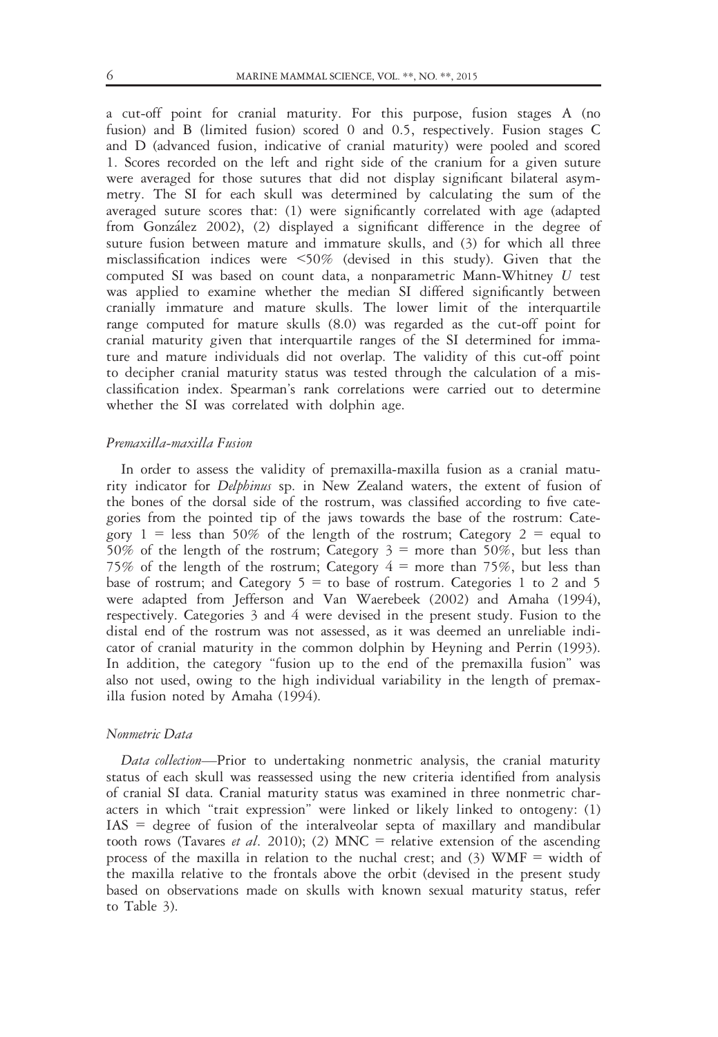a cut-off point for cranial maturity. For this purpose, fusion stages A (no fusion) and B (limited fusion) scored 0 and 0.5, respectively. Fusion stages C and D (advanced fusion, indicative of cranial maturity) were pooled and scored 1. Scores recorded on the left and right side of the cranium for a given suture were averaged for those sutures that did not display significant bilateral asymmetry. The SI for each skull was determined by calculating the sum of the averaged suture scores that: (1) were significantly correlated with age (adapted from González 2002), (2) displayed a significant difference in the degree of suture fusion between mature and immature skulls, and (3) for which all three misclassification indices were <50% (devised in this study). Given that the computed SI was based on count data, a nonparametric Mann-Whitney *U* test was applied to examine whether the median SI differed significantly between cranially immature and mature skulls. The lower limit of the interquartile range computed for mature skulls (8.0) was regarded as the cut-off point for cranial maturity given that interquartile ranges of the SI determined for immature and mature individuals did not overlap. The validity of this cut-off point to decipher cranial maturity status was tested through the calculation of a misclassification index. Spearman's rank correlations were carried out to determine whether the SI was correlated with dolphin age.

### *Premaxilla-maxilla Fusion*

In order to assess the validity of premaxilla-maxilla fusion as a cranial maturity indicator for *Delphinus* sp. in New Zealand waters, the extent of fusion of the bones of the dorsal side of the rostrum, was classified according to five categories from the pointed tip of the jaws towards the base of the rostrum: Category 1 = less than 50% of the length of the rostrum; Category 2 = equal to 50% of the length of the rostrum; Category 3 = more than 50%, but less than 75% of the length of the rostrum; Category 4 = more than 75%, but less than base of rostrum; and Category 5 = to base of rostrum. Categories 1 to 2 and 5 were adapted from Jefferson and Van Waerebeek (2002) and Amaha (1994), respectively. Categories 3 and 4 were devised in the present study. Fusion to the distal end of the rostrum was not assessed, as it was deemed an unreliable indicator of cranial maturity in the common dolphin by Heyning and Perrin (1993). In addition, the category "fusion up to the end of the premaxilla fusion" was also not used, owing to the high individual variability in the length of premaxilla fusion noted by Amaha (1994).

### *Nonmetric Data*

*Data collection*—Prior to undertaking nonmetric analysis, the cranial maturity status of each skull was reassessed using the new criteria identified from analysis of cranial SI data. Cranial maturity status was examined in three nonmetric characters in which "trait expression" were linked or likely linked to ontogeny: (1) IAS = degree of fusion of the interalveolar septa of maxillary and mandibular tooth rows (Tavares *et al*. 2010); (2) MNC = relative extension of the ascending process of the maxilla in relation to the nuchal crest; and (3) WMF = width of the maxilla relative to the frontals above the orbit (devised in the present study based on observations made on skulls with known sexual maturity status, refer to Table 3).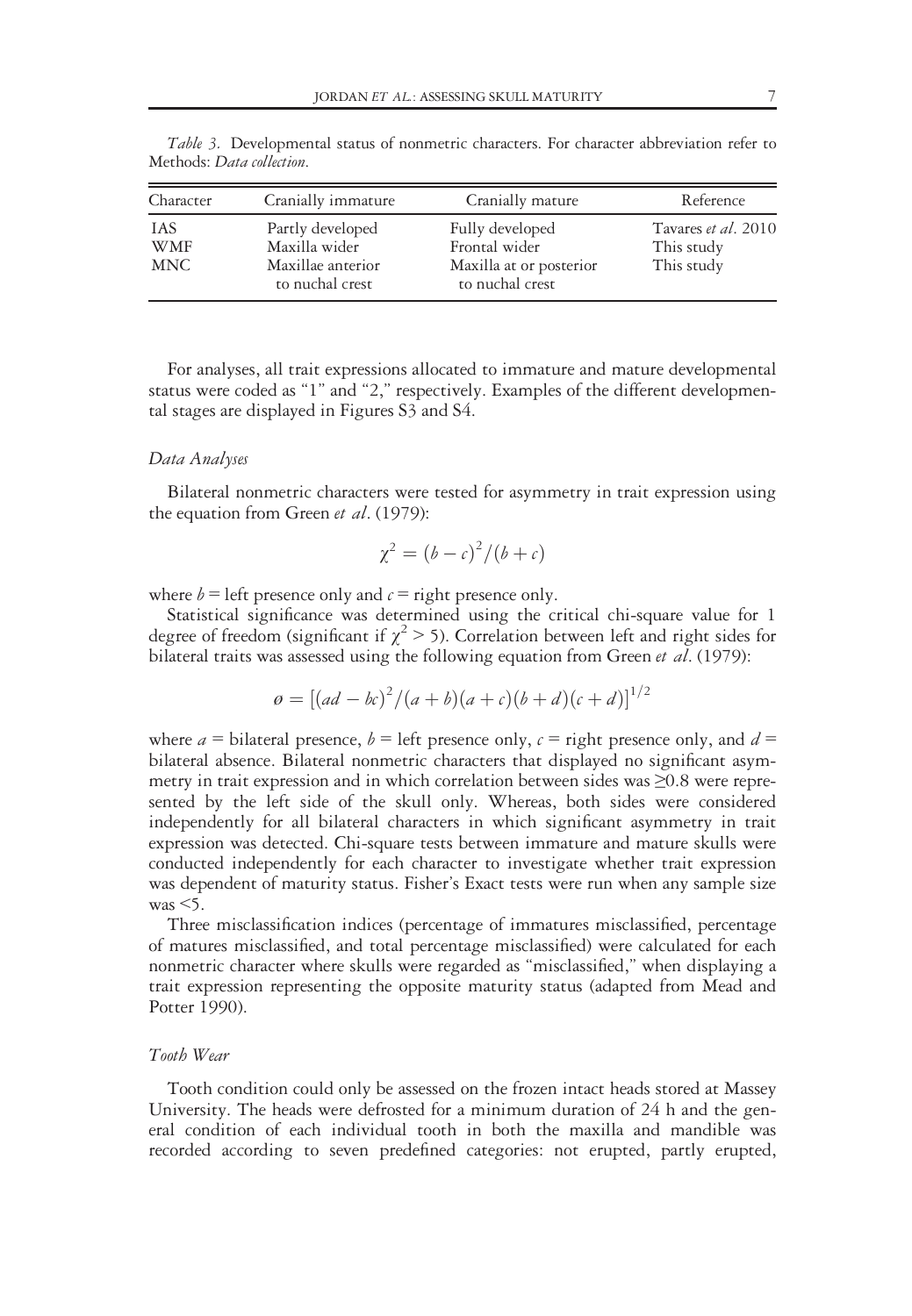*Table 3.* Developmental status of nonmetric characters. For character abbreviation refer to Methods: *Data collection*.

| Character | Cranially immature | Cranially mature | Reference |
|---|---|---|---|
| IAS | Partly developed | Fully developed | Tavares *et al*. 2010 |
| WMF | Maxilla wider | Frontal wider | This study |
| MNC | Maxillae anterior to nuchal crest | Maxilla at or posterior to nuchal crest | This study |

For analyses, all trait expressions allocated to immature and mature developmental status were coded as "1" and "2," respectively. Examples of the different developmental stages are displayed in Figures S3 and S4.

### *Data Analyses*

Bilateral nonmetric characters were tested for asymmetry in trait expression using the equation from Green *et al*. (1979):

$$\chi^2 = (b - c)^2/(b + c)$$

where $b$ = left presence only and $c$ = right presence only.

Statistical significance was determined using the critical chi-square value for 1 degree of freedom (significant if $\chi^2 > 5$). Correlation between left and right sides for bilateral traits was assessed using the following equation from Green *et al*. (1979):

$$ø = [(ad - bc)^2/(a + b)(a + c)(b + d)(c + d)]^{1/2}$$

where $a$ = bilateral presence, $b$ = left presence only, $c$ = right presence only, and $d$ = bilateral absence. Bilateral nonmetric characters that displayed no significant asymmetry in trait expression and in which correlation between sides was ≥0.8 were represented by the left side of the skull only. Whereas, both sides were considered independently for all bilateral characters in which significant asymmetry in trait expression was detected. Chi-square tests between immature and mature skulls were conducted independently for each character to investigate whether trait expression was dependent of maturity status. Fisher's Exact tests were run when any sample size was <5.

Three misclassification indices (percentage of immatures misclassified, percentage of matures misclassified, and total percentage misclassified) were calculated for each nonmetric character where skulls were regarded as "misclassified," when displaying a trait expression representing the opposite maturity status (adapted from Mead and Potter 1990).

### *Tooth Wear*

Tooth condition could only be assessed on the frozen intact heads stored at Massey University. The heads were defrosted for a minimum duration of 24 h and the general condition of each individual tooth in both the maxilla and mandible was recorded according to seven predefined categories: not erupted, partly erupted,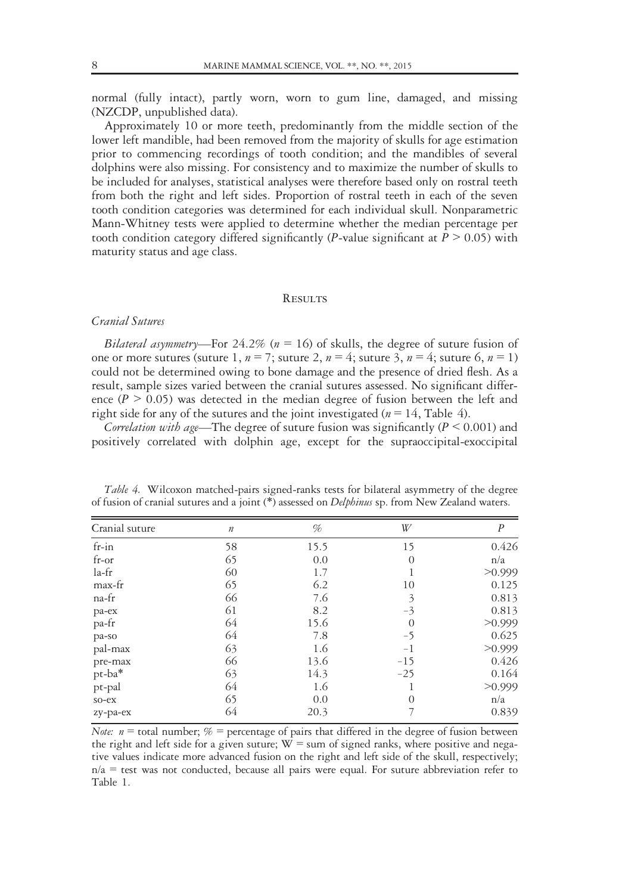normal (fully intact), partly worn, worn to gum line, damaged, and missing (NZCDP, unpublished data).

Approximately 10 or more teeth, predominantly from the middle section of the lower left mandible, had been removed from the majority of skulls for age estimation prior to commencing recordings of tooth condition; and the mandibles of several dolphins were also missing. For consistency and to maximize the number of skulls to be included for analyses, statistical analyses were therefore based only on rostral teeth from both the right and left sides. Proportion of rostral teeth in each of the seven tooth condition categories was determined for each individual skull. Nonparametric Mann-Whitney tests were applied to determine whether the median percentage per tooth condition category differed significantly ($P$-value significant at $P > 0.05$) with maturity status and age class.

## Results

### *Cranial Sutures*

*Bilateral asymmetry*—For 24.2% ($n = 16$) of skulls, the degree of suture fusion of one or more sutures (suture 1, $n = 7$; suture 2, $n = 4$; suture 3, $n = 4$; suture 6, $n = 1$) could not be determined owing to bone damage and the presence of dried flesh. As a result, sample sizes varied between the cranial sutures assessed. No significant difference ($P > 0.05$) was detected in the median degree of fusion between the left and right side for any of the sutures and the joint investigated ($n = 14$, Table 4).

*Correlation with age*—The degree of suture fusion was significantly ($P < 0.001$) and positively correlated with dolphin age, except for the supraoccipital-exoccipital

*Table 4.* Wilcoxon matched-pairs signed-ranks tests for bilateral asymmetry of the degree of fusion of cranial sutures and a joint (*) assessed on *Delphinus* sp. from New Zealand waters.

| Cranial suture | $n$ | % | $W$ | $P$ |
|---|---|---|---|---|
| fr-in | 58 | 15.5 | 15 | 0.426 |
| fr-or | 65 | 0.0 | 0 | n/a |
| la-fr | 60 | 1.7 | 1 | >0.999 |
| max-fr | 65 | 6.2 | 10 | 0.125 |
| na-fr | 66 | 7.6 | 3 | 0.813 |
| pa-ex | 61 | 8.2 | −3 | 0.813 |
| pa-fr | 64 | 15.6 | 0 | >0.999 |
| pa-so | 64 | 7.8 | −5 | 0.625 |
| pal-max | 63 | 1.6 | −1 | >0.999 |
| pre-max | 66 | 13.6 | −15 | 0.426 |
| pt-ba* | 63 | 14.3 | −25 | 0.164 |
| pt-pal | 64 | 1.6 | 1 | >0.999 |
| so-ex | 65 | 0.0 | 0 | n/a |
| zy-pa-ex | 64 | 20.3 | 7 | 0.839 |

*Note:* $n$ = total number; % = percentage of pairs that differed in the degree of fusion between the right and left side for a given suture; W = sum of signed ranks, where positive and negative values indicate more advanced fusion on the right and left side of the skull, respectively; n/a = test was not conducted, because all pairs were equal. For suture abbreviation refer to Table 1.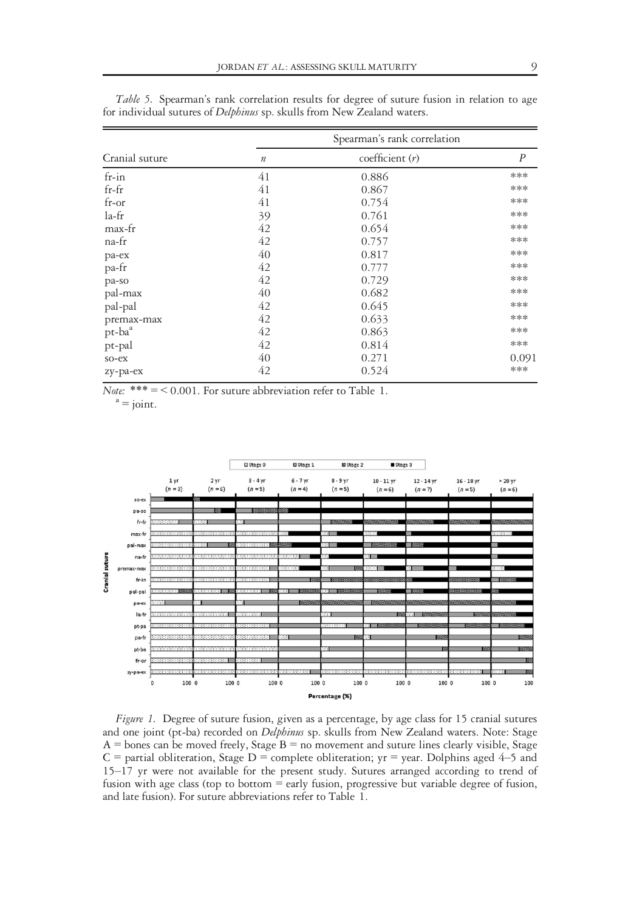*Table 5.* Spearman's rank correlation results for degree of suture fusion in relation to age for individual sutures of *Delphinus* sp. skulls from New Zealand waters.

| Cranial suture | Spearman's rank correlation | | |
|---|---|---|---|
| | $n$ | coefficient ($r$) | $P$ |
| fr-in | 41 | 0.886 | *** |
| fr-fr | 41 | 0.867 | *** |
| fr-or | 41 | 0.754 | *** |
| la-fr | 39 | 0.761 | *** |
| max-fr | 42 | 0.654 | *** |
| na-fr | 42 | 0.757 | *** |
| pa-ex | 40 | 0.817 | *** |
| pa-fr | 42 | 0.777 | *** |
| pa-so | 42 | 0.729 | *** |
| pal-max | 40 | 0.682 | *** |
| pal-pal | 42 | 0.645 | *** |
| premax-max | 42 | 0.633 | *** |
| pt-ba[a] | 42 | 0.863 | *** |
| pt-pal | 42 | 0.814 | *** |
| so-ex | 40 | 0.271 | 0.091 |
| zy-pa-ex | 42 | 0.524 | *** |

*Note:* *** = < 0.001. For suture abbreviation refer to Table 1.
[a] = joint.

*Figure 1.* Degree of suture fusion, given as a percentage, by age class for 15 cranial sutures and one joint (pt-ba) recorded on *Delphinus* sp. skulls from New Zealand waters. Note: Stage A = bones can be moved freely, Stage B = no movement and suture lines clearly visible, Stage C = partial obliteration, Stage D = complete obliteration; yr = year. Dolphins aged 4–5 and 15–17 yr were not available for the present study. Sutures arranged according to trend of fusion with age class (top to bottom = early fusion, progressive but variable degree of fusion, and late fusion). For suture abbreviations refer to Table 1.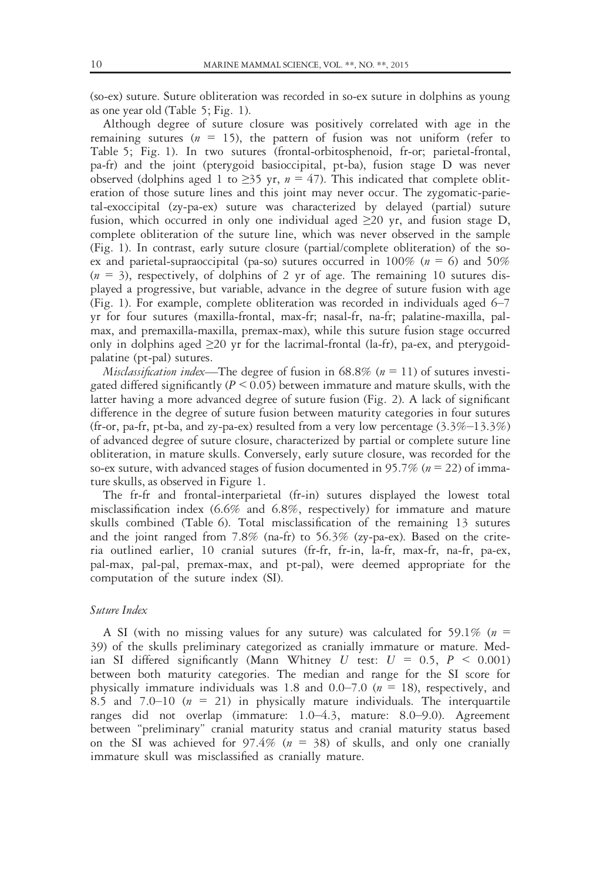(so-ex) suture. Suture obliteration was recorded in so-ex suture in dolphins as young as one year old (Table 5; Fig. 1).

Although degree of suture closure was positively correlated with age in the remaining sutures ($n$ = 15), the pattern of fusion was not uniform (refer to Table 5; Fig. 1). In two sutures (frontal-orbitosphenoid, fr-or; parietal-frontal, pa-fr) and the joint (pterygoid basioccipital, pt-ba), fusion stage D was never observed (dolphins aged 1 to ≥35 yr, $n$ = 47). This indicated that complete obliteration of those suture lines and this joint may never occur. The zygomatic-parietal-exoccipital (zy-pa-ex) suture was characterized by delayed (partial) suture fusion, which occurred in only one individual aged ≥20 yr, and fusion stage D, complete obliteration of the suture line, which was never observed in the sample (Fig. 1). In contrast, early suture closure (partial/complete obliteration) of the so-ex and parietal-supraoccipital (pa-so) sutures occurred in 100% ($n$ = 6) and 50% ($n$ = 3), respectively, of dolphins of 2 yr of age. The remaining 10 sutures displayed a progressive, but variable, advance in the degree of suture fusion with age (Fig. 1). For example, complete obliteration was recorded in individuals aged 6–7 yr for four sutures (maxilla-frontal, max-fr; nasal-fr, na-fr; palatine-maxilla, pal-max, and premaxilla-maxilla, premax-max), while this suture fusion stage occurred only in dolphins aged ≥20 yr for the lacrimal-frontal (la-fr), pa-ex, and pterygoid-palatine (pt-pal) sutures.

*Misclassification index*—The degree of fusion in 68.8% ($n$ = 11) of sutures investigated differed significantly ($P < 0.05$) between immature and mature skulls, with the latter having a more advanced degree of suture fusion (Fig. 2). A lack of significant difference in the degree of suture fusion between maturity categories in four sutures (fr-or, pa-fr, pt-ba, and zy-pa-ex) resulted from a very low percentage (3.3%–13.3%) of advanced degree of suture closure, characterized by partial or complete suture line obliteration, in mature skulls. Conversely, early suture closure, was recorded for the so-ex suture, with advanced stages of fusion documented in 95.7% ($n$ = 22) of immature skulls, as observed in Figure 1.

The fr-fr and frontal-interparietal (fr-in) sutures displayed the lowest total misclassification index (6.6% and 6.8%, respectively) for immature and mature skulls combined (Table 6). Total misclassification of the remaining 13 sutures and the joint ranged from 7.8% (na-fr) to 56.3% (zy-pa-ex). Based on the criteria outlined earlier, 10 cranial sutures (fr-fr, fr-in, la-fr, max-fr, na-fr, pa-ex, pal-max, pal-pal, premax-max, and pt-pal), were deemed appropriate for the computation of the suture index (SI).

### *Suture Index*

A SI (with no missing values for any suture) was calculated for 59.1% ($n$ = 39) of the skulls preliminary categorized as cranially immature or mature. Median SI differed significantly (Mann Whitney $U$ test: $U$ = 0.5, $P < 0.001$) between both maturity categories. The median and range for the SI score for physically immature individuals was 1.8 and 0.0–7.0 ($n$ = 18), respectively, and 8.5 and 7.0–10 ($n$ = 21) in physically mature individuals. The interquartile ranges did not overlap (immature: 1.0–4.3, mature: 8.0–9.0). Agreement between "preliminary" cranial maturity status and cranial maturity status based on the SI was achieved for 97.4% ($n$ = 38) of skulls, and only one cranially immature skull was misclassified as cranially mature.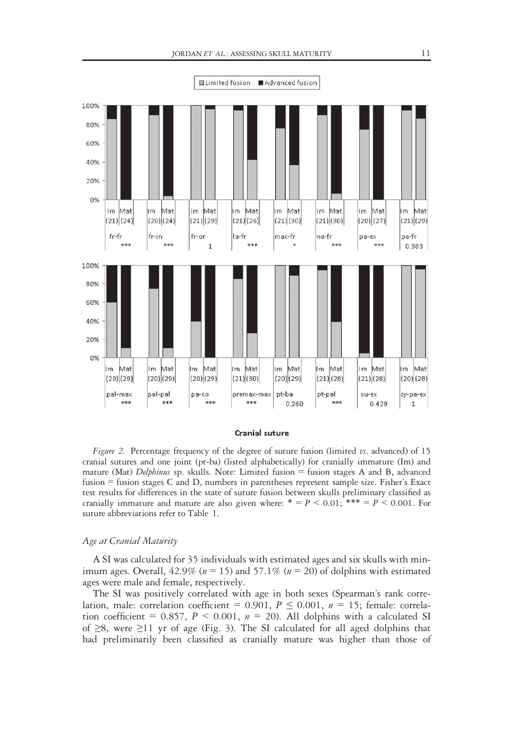*Figure 2.* Percentage frequency of the degree of suture fusion (limited *vs*. advanced) of 15 cranial sutures and one joint (pt-ba) (listed alphabetically) for cranially immature (Im) and mature (Mat) *Delphinus* sp. skulls. Note: Limited fusion = fusion stages A and B, advanced fusion = fusion stages C and D, numbers in parentheses represent sample size. Fisher's Exact test results for differences in the state of suture fusion between skulls preliminary classified as cranially immature and mature are also given where: * = $P < 0.01$; *** = $P < 0.001$. For suture abbreviations refer to Table 1.

### *Age at Cranial Maturity*

A SI was calculated for 35 individuals with estimated ages and six skulls with minimum ages. Overall, 42.9% ($n = 15$) and 57.1% ($n = 20$) of dolphins with estimated ages were male and female, respectively.

The SI was positively correlated with age in both sexes (Spearman's rank correlation, male: correlation coefficient = 0.901, $P \leq 0.001$, $n = 15$; female: correlation coefficient = 0.857, $P < 0.001$, $n = 20$). All dolphins with a calculated SI of $\geq 8$, were $\geq 11$ yr of age (Fig. 3). The SI calculated for all aged dolphins that had preliminarily been classified as cranially mature was higher than those of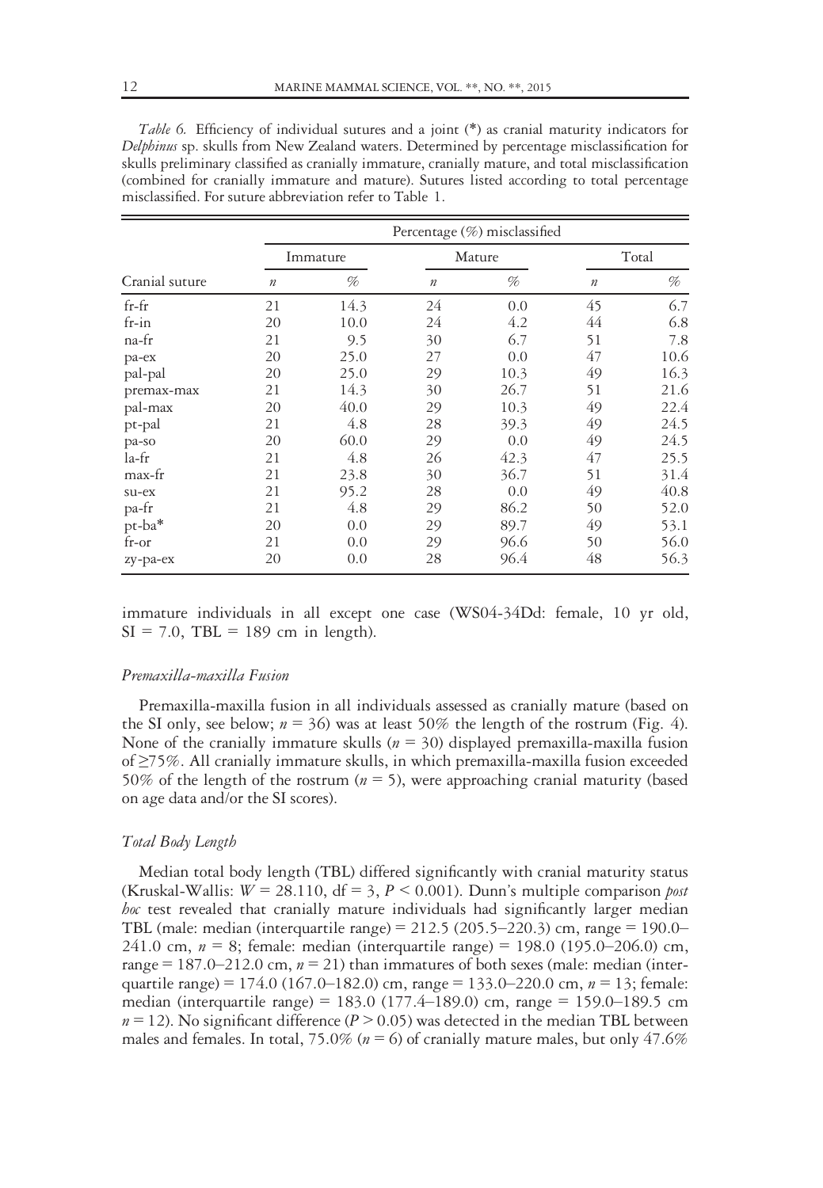*Table 6.* Efficiency of individual sutures and a joint (*) as cranial maturity indicators for *Delphinus* sp. skulls from New Zealand waters. Determined by percentage misclassification for skulls preliminary classified as cranially immature, cranially mature, and total misclassification (combined for cranially immature and mature). Sutures listed according to total percentage misclassified. For suture abbreviation refer to Table 1.

| Cranial suture | Percentage (%) misclassified | | | | | |
|---|---|---|---|---|---|---|
| | Immature | | Mature | | Total | |
| | $n$ | % | $n$ | % | $n$ | % |
| fr-fr | 21 | 14.3 | 24 | 0.0 | 45 | 6.7 |
| fr-in | 20 | 10.0 | 24 | 4.2 | 44 | 6.8 |
| na-fr | 21 | 9.5 | 30 | 6.7 | 51 | 7.8 |
| pa-ex | 20 | 25.0 | 27 | 0.0 | 47 | 10.6 |
| pal-pal | 20 | 25.0 | 29 | 10.3 | 49 | 16.3 |
| premax-max | 21 | 14.3 | 30 | 26.7 | 51 | 21.6 |
| pal-max | 20 | 40.0 | 29 | 10.3 | 49 | 22.4 |
| pt-pal | 21 | 4.8 | 28 | 39.3 | 49 | 24.5 |
| pa-so | 20 | 60.0 | 29 | 0.0 | 49 | 24.5 |
| la-fr | 21 | 4.8 | 26 | 42.3 | 47 | 25.5 |
| max-fr | 21 | 23.8 | 30 | 36.7 | 51 | 31.4 |
| su-ex | 21 | 95.2 | 28 | 0.0 | 49 | 40.8 |
| pa-fr | 21 | 4.8 | 29 | 86.2 | 50 | 52.0 |
| pt-ba* | 20 | 0.0 | 29 | 89.7 | 49 | 53.1 |
| fr-or | 21 | 0.0 | 29 | 96.6 | 50 | 56.0 |
| zy-pa-ex | 20 | 0.0 | 28 | 96.4 | 48 | 56.3 |

immature individuals in all except one case (WS04-34Dd: female, 10 yr old, SI = 7.0, TBL = 189 cm in length).

### *Premaxilla-maxilla Fusion*

Premaxilla-maxilla fusion in all individuals assessed as cranially mature (based on the SI only, see below; $n = 36$) was at least 50% the length of the rostrum (Fig. 4). None of the cranially immature skulls ($n = 30$) displayed premaxilla-maxilla fusion of ≥75%. All cranially immature skulls, in which premaxilla-maxilla fusion exceeded 50% of the length of the rostrum ($n = 5$), were approaching cranial maturity (based on age data and/or the SI scores).

### *Total Body Length*

Median total body length (TBL) differed significantly with cranial maturity status (Kruskal-Wallis: $W = 28.110$, df = 3, $P < 0.001$). Dunn's multiple comparison *post hoc* test revealed that cranially mature individuals had significantly larger median TBL (male: median (interquartile range) = 212.5 (205.5–220.3) cm, range = 190.0–241.0 cm, $n = 8$; female: median (interquartile range) = 198.0 (195.0–206.0) cm, range = 187.0–212.0 cm, $n = 21$) than immatures of both sexes (male: median (interquartile range) = 174.0 (167.0–182.0) cm, range = 133.0–220.0 cm, $n = 13$; female: median (interquartile range) = 183.0 (177.4–189.0) cm, range = 159.0–189.5 cm $n = 12$). No significant difference ($P > 0.05$) was detected in the median TBL between males and females. In total, 75.0% ($n = 6$) of cranially mature males, but only 47.6%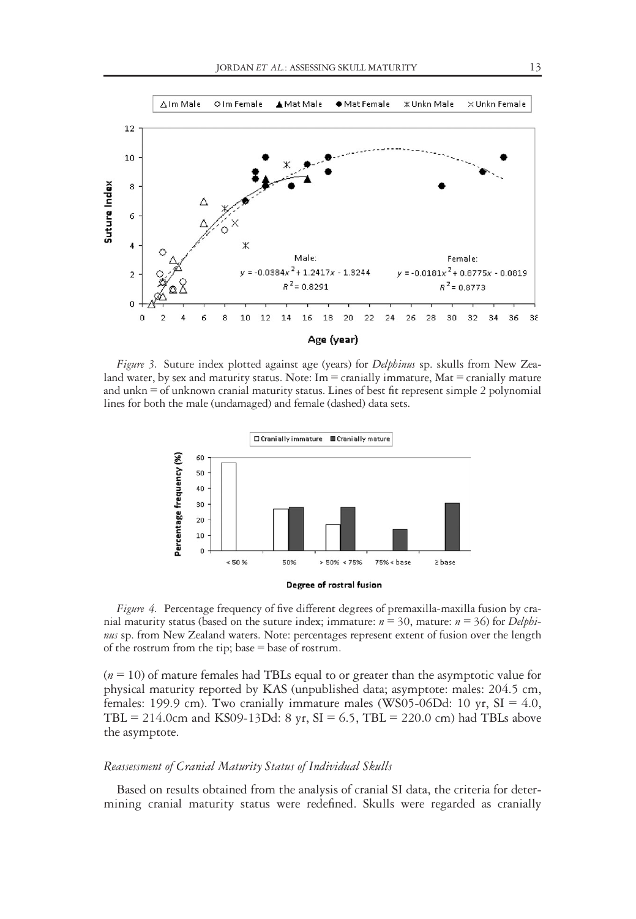*Figure 3.* Suture index plotted against age (years) for *Delphinus* sp. skulls from New Zealand water, by sex and maturity status. Note: Im = cranially immature, Mat = cranially mature and unkn = of unknown cranial maturity status. Lines of best fit represent simple 2 polynomial lines for both the male (undamaged) and female (dashed) data sets.

*Figure 4.* Percentage frequency of five different degrees of premaxilla-maxilla fusion by cranial maturity status (based on the suture index; immature: $n = 30$, mature: $n = 36$) for *Delphinus* sp. from New Zealand waters. Note: percentages represent extent of fusion over the length of the rostrum from the tip; base = base of rostrum.

($n = 10$) of mature females had TBLs equal to or greater than the asymptotic value for physical maturity reported by KAS (unpublished data; asymptote: males: 204.5 cm, females: 199.9 cm). Two cranially immature males (WS05-06Dd: 10 yr, SI = 4.0, TBL = 214.0cm and KS09-13Dd: 8 yr, SI = 6.5, TBL = 220.0 cm) had TBLs above the asymptote.

### *Reassessment of Cranial Maturity Status of Individual Skulls*

Based on results obtained from the analysis of cranial SI data, the criteria for determining cranial maturity status were redefined. Skulls were regarded as cranially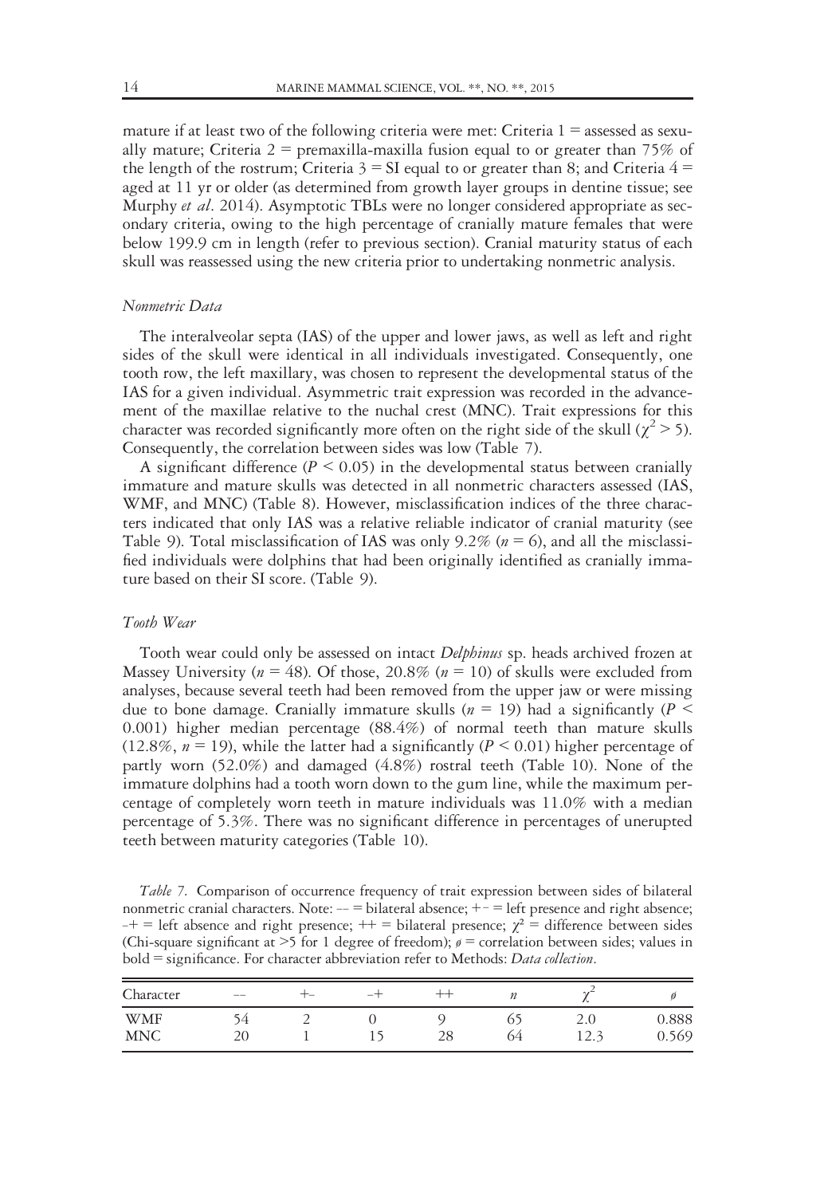mature if at least two of the following criteria were met: Criteria 1 = assessed as sexually mature; Criteria 2 = premaxilla-maxilla fusion equal to or greater than 75% of the length of the rostrum; Criteria 3 = SI equal to or greater than 8; and Criteria 4 = aged at 11 yr or older (as determined from growth layer groups in dentine tissue; see Murphy *et al*. 2014). Asymptotic TBLs were no longer considered appropriate as secondary criteria, owing to the high percentage of cranially mature females that were below 199.9 cm in length (refer to previous section). Cranial maturity status of each skull was reassessed using the new criteria prior to undertaking nonmetric analysis.

### *Nonmetric Data*

The interalveolar septa (IAS) of the upper and lower jaws, as well as left and right sides of the skull were identical in all individuals investigated. Consequently, one tooth row, the left maxillary, was chosen to represent the developmental status of the IAS for a given individual. Asymmetric trait expression was recorded in the advancement of the maxillae relative to the nuchal crest (MNC). Trait expressions for this character was recorded significantly more often on the right side of the skull ($\chi^2 > 5$). Consequently, the correlation between sides was low (Table 7).

A significant difference ($P < 0.05$) in the developmental status between cranially immature and mature skulls was detected in all nonmetric characters assessed (IAS, WMF, and MNC) (Table 8). However, misclassification indices of the three characters indicated that only IAS was a relative reliable indicator of cranial maturity (see Table 9). Total misclassification of IAS was only 9.2% ($n = 6$), and all the misclassified individuals were dolphins that had been originally identified as cranially immature based on their SI score. (Table 9).

### *Tooth Wear*

Tooth wear could only be assessed on intact *Delphinus* sp. heads archived frozen at Massey University ($n = 48$). Of those, 20.8% ($n = 10$) of skulls were excluded from analyses, because several teeth had been removed from the upper jaw or were missing due to bone damage. Cranially immature skulls ($n = 19$) had a significantly ($P < 0.001$) higher median percentage (88.4%) of normal teeth than mature skulls (12.8%, $n = 19$), while the latter had a significantly ($P < 0.01$) higher percentage of partly worn (52.0%) and damaged (4.8%) rostral teeth (Table 10). None of the immature dolphins had a tooth worn down to the gum line, while the maximum percentage of completely worn teeth in mature individuals was 11.0% with a median percentage of 5.3%. There was no significant difference in percentages of unerupted teeth between maturity categories (Table 10).

*Table 7.* Comparison of occurrence frequency of trait expression between sides of bilateral nonmetric cranial characters. Note: –– = bilateral absence; +– = left presence and right absence; –+ = left absence and right presence; ++ = bilateral presence; $\chi^2$ = difference between sides (Chi-square significant at >5 for 1 degree of freedom); ø = correlation between sides; values in bold = significance. For character abbreviation refer to Methods: *Data collection*.

| Character | –– | +– | –+ | ++ | $n$ | $\chi^2$ | ø |
|---|---|---|---|---|---|---|---|
| WMF | 54 | 2 | 0 | 9 | 65 | 2.0 | 0.888 |
| MNC | 20 | 1 | 15 | 28 | 64 | 12.3 | 0.569 |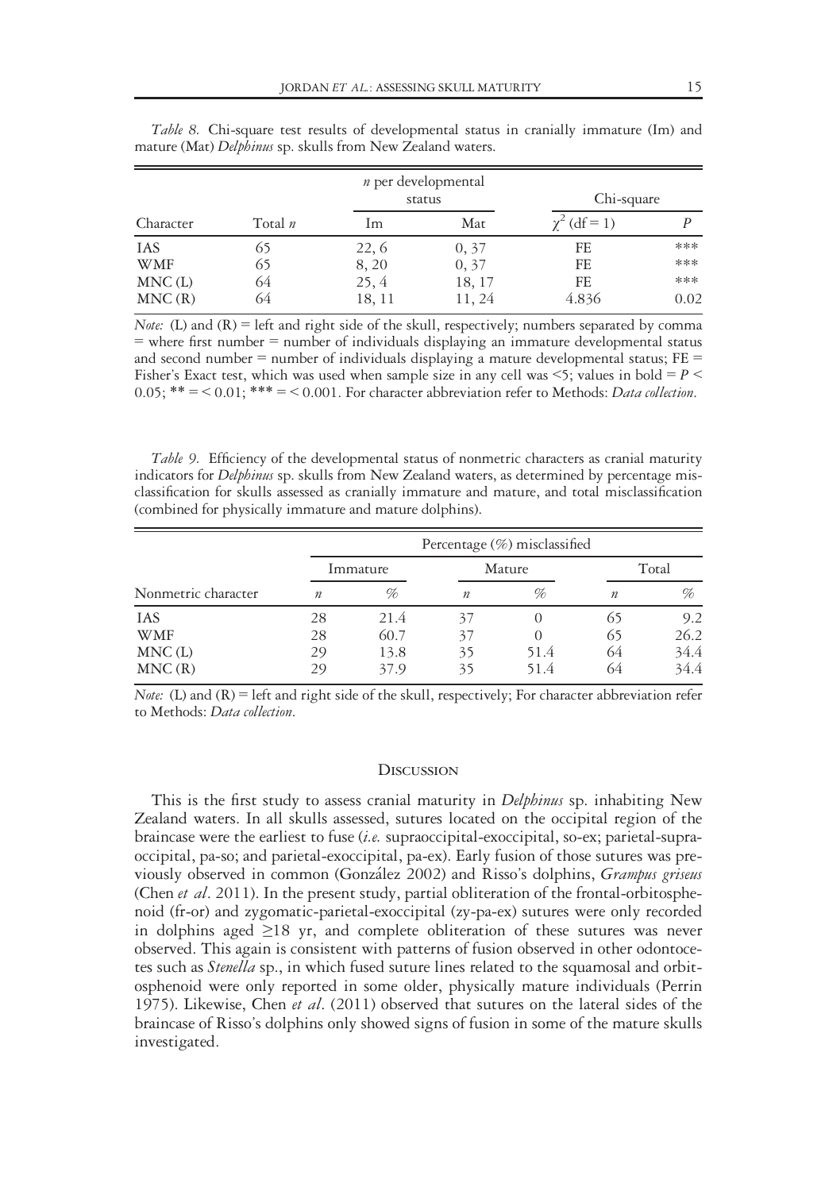*Table 8.* Chi-square test results of developmental status in cranially immature (Im) and mature (Mat) *Delphinus* sp. skulls from New Zealand waters.

| Character | Total $n$ | $n$ per developmental status | | Chi-square | |
|---|---|---|---|---|---|
| | | Im | Mat | $\chi^2$ (df = 1) | $P$ |
| IAS | 65 | 22, 6 | 0, 37 | FE | *** |
| WMF | 65 | 8, 20 | 0, 37 | FE | *** |
| MNC (L) | 64 | 25, 4 | 18, 17 | FE | *** |
| MNC (R) | 64 | 18, 11 | 11, 24 | 4.836 | **0.02** |

*Note:* (L) and (R) = left and right side of the skull, respectively; numbers separated by comma = where first number = number of individuals displaying an immature developmental status and second number = number of individuals displaying a mature developmental status; FE = Fisher's Exact test, which was used when sample size in any cell was <5; values in bold = $P < 0.05$; ** = < 0.01; *** = < 0.001. For character abbreviation refer to Methods: *Data collection*.

*Table 9.* Efficiency of the developmental status of nonmetric characters as cranial maturity indicators for *Delphinus* sp. skulls from New Zealand waters, as determined by percentage misclassification for skulls assessed as cranially immature and mature, and total misclassification (combined for physically immature and mature dolphins).

| Nonmetric character | Percentage (%) misclassified | | | | | |
|---|---|---|---|---|---|---|
| | Immature | | Mature | | Total | |
| | $n$ | % | $n$ | % | $n$ | % |
| IAS | 28 | 21.4 | 37 | 0 | 65 | 9.2 |
| WMF | 28 | 60.7 | 37 | 0 | 65 | 26.2 |
| MNC (L) | 29 | 13.8 | 35 | 51.4 | 64 | 34.4 |
| MNC (R) | 29 | 37.9 | 35 | 51.4 | 64 | 34.4 |

*Note:* (L) and (R) = left and right side of the skull, respectively; For character abbreviation refer to Methods: *Data collection*.

## Discussion

This is the first study to assess cranial maturity in *Delphinus* sp. inhabiting New Zealand waters. In all skulls assessed, sutures located on the occipital region of the braincase were the earliest to fuse (*i.e.* supraoccipital-exoccipital, so-ex; parietal-supraoccipital, pa-so; and parietal-exoccipital, pa-ex). Early fusion of those sutures was previously observed in common (González 2002) and Risso's dolphins, *Grampus griseus* (Chen *et al*. 2011). In the present study, partial obliteration of the frontal-orbitosphenoid (fr-or) and zygomatic-parietal-exoccipital (zy-pa-ex) sutures were only recorded in dolphins aged ≥18 yr, and complete obliteration of these sutures was never observed. This again is consistent with patterns of fusion observed in other odontocetes such as *Stenella* sp., in which fused suture lines related to the squamosal and orbitosphenoid were only reported in some older, physically mature individuals (Perrin 1975). Likewise, Chen *et al*. (2011) observed that sutures on the lateral sides of the braincase of Risso's dolphins only showed signs of fusion in some of the mature skulls investigated.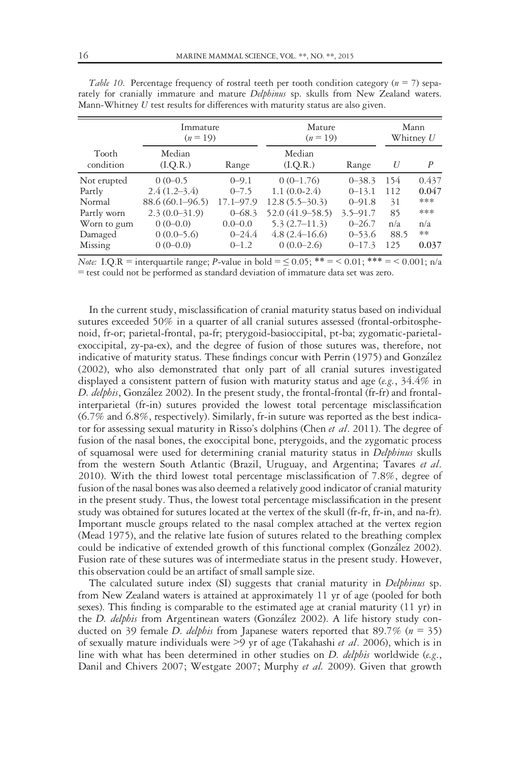*Table 10.* Percentage frequency of rostral teeth per tooth condition category ($n = 7$) separately for cranially immature and mature *Delphinus* sp. skulls from New Zealand waters. Mann-Whitney *U* test results for differences with maturity status are also given.

| | Immature ($n = 19$) | | Mature ($n = 19$) | | Mann Whitney *U* | |
|---|---|---|---|---|---|---|
| Tooth condition | Median (I.Q.R.) | Range | Median (I.Q.R.) | Range | *U* | *P* |
| Not erupted | 0 (0–0.5 | 0–9.1 | 0 (0–1.76) | 0–38.3 | 154 | 0.437 |
| Partly | 2.4 (1.2–3.4) | 0–7.5 | 1.1 (0.0-2.4) | 0–13.1 | 112 | **0.047** |
| Normal | 88.6 (60.1–96.5) | 17.1–97.9 | 12.8 (5.5–30.3) | 0–91.8 | 31 | *** |
| Partly worn | 2.3 (0.0–31.9) | 0–68.3 | 52.0 (41.9–58.5) | 3.5–91.7 | 85 | *** |
| Worn to gum | 0 (0–0.0) | 0.0–0.0 | 5.3 (2.7–11.3) | 0–26.7 | n/a | n/a |
| Damaged | 0 (0.0–5.6) | 0–24.4 | 4.8 (2.4–16.6) | 0–53.6 | 88.5 | ** |
| Missing | 0 (0–0.0) | 0–1.2 | 0 (0.0–2.6) | 0–17.3 | 125 | **0.037** |

*Note:* I.Q.R = interquartile range; *P*-value in bold = ≤ 0.05; ** = < 0.01; *** = < 0.001; n/a = test could not be performed as standard deviation of immature data set was zero.

In the current study, misclassification of cranial maturity status based on individual sutures exceeded 50% in a quarter of all cranial sutures assessed (frontal-orbitosphenoid, fr-or; parietal-frontal, pa-fr; pterygoid-basioccipital, pt-ba; zygomatic-parietal-exoccipital, zy-pa-ex), and the degree of fusion of those sutures was, therefore, not indicative of maturity status. These findings concur with Perrin (1975) and González (2002), who also demonstrated that only part of all cranial sutures investigated displayed a consistent pattern of fusion with maturity status and age (*e.g.*, 34.4% in *D. delphis*, González 2002). In the present study, the frontal-frontal (fr-fr) and frontal-interparietal (fr-in) sutures provided the lowest total percentage misclassification (6.7% and 6.8%, respectively). Similarly, fr-in suture was reported as the best indicator for assessing sexual maturity in Risso's dolphins (Chen *et al*. 2011). The degree of fusion of the nasal bones, the exoccipital bone, pterygoids, and the zygomatic process of squamosal were used for determining cranial maturity status in *Delphinus* skulls from the western South Atlantic (Brazil, Uruguay, and Argentina; Tavares *et al*. 2010). With the third lowest total percentage misclassification of 7.8%, degree of fusion of the nasal bones was also deemed a relatively good indicator of cranial maturity in the present study. Thus, the lowest total percentage misclassification in the present study was obtained for sutures located at the vertex of the skull (fr-fr, fr-in, and na-fr). Important muscle groups related to the nasal complex attached at the vertex region (Mead 1975), and the relative late fusion of sutures related to the breathing complex could be indicative of extended growth of this functional complex (González 2002). Fusion rate of these sutures was of intermediate status in the present study. However, this observation could be an artifact of small sample size.

The calculated suture index (SI) suggests that cranial maturity in *Delphinus* sp. from New Zealand waters is attained at approximately 11 yr of age (pooled for both sexes). This finding is comparable to the estimated age at cranial maturity (11 yr) in the *D. delphis* from Argentinean waters (González 2002). A life history study conducted on 39 female *D. delphis* from Japanese waters reported that 89.7% ($n = 35$) of sexually mature individuals were >9 yr of age (Takahashi *et al*. 2006), which is in line with what has been determined in other studies on *D. delphis* worldwide (*e.g.*, Danil and Chivers 2007; Westgate 2007; Murphy *et al.* 2009). Given that growth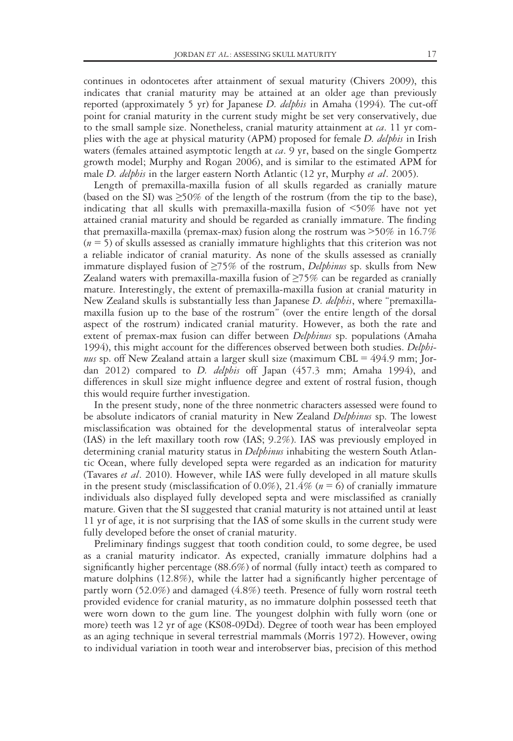continues in odontocetes after attainment of sexual maturity (Chivers 2009), this indicates that cranial maturity may be attained at an older age than previously reported (approximately 5 yr) for Japanese *D. delphis* in Amaha (1994). The cut-off point for cranial maturity in the current study might be set very conservatively, due to the small sample size. Nonetheless, cranial maturity attainment at *ca*. 11 yr complies with the age at physical maturity (APM) proposed for female *D. delphis* in Irish waters (females attained asymptotic length at *ca*. 9 yr, based on the single Gompertz growth model; Murphy and Rogan 2006), and is similar to the estimated APM for male *D. delphis* in the larger eastern North Atlantic (12 yr, Murphy *et al*. 2005).

Length of premaxilla-maxilla fusion of all skulls regarded as cranially mature (based on the SI) was ≥50% of the length of the rostrum (from the tip to the base), indicating that all skulls with premaxilla-maxilla fusion of <50% have not yet attained cranial maturity and should be regarded as cranially immature. The finding that premaxilla-maxilla (premax-max) fusion along the rostrum was >50% in 16.7% ($n = 5$) of skulls assessed as cranially immature highlights that this criterion was not a reliable indicator of cranial maturity. As none of the skulls assessed as cranially immature displayed fusion of ≥75% of the rostrum, *Delphinus* sp. skulls from New Zealand waters with premaxilla-maxilla fusion of ≥75% can be regarded as cranially mature. Interestingly, the extent of premaxilla-maxilla fusion at cranial maturity in New Zealand skulls is substantially less than Japanese *D. delphis*, where "premaxilla-maxilla fusion up to the base of the rostrum" (over the entire length of the dorsal aspect of the rostrum) indicated cranial maturity. However, as both the rate and extent of premax-max fusion can differ between *Delphinus* sp. populations (Amaha 1994), this might account for the differences observed between both studies. *Delphinus* sp. off New Zealand attain a larger skull size (maximum CBL = 494.9 mm; Jordan 2012) compared to *D. delphis* off Japan (457.3 mm; Amaha 1994), and differences in skull size might influence degree and extent of rostral fusion, though this would require further investigation.

In the present study, none of the three nonmetric characters assessed were found to be absolute indicators of cranial maturity in New Zealand *Delphinus* sp. The lowest misclassification was obtained for the developmental status of interalveolar septa (IAS) in the left maxillary tooth row (IAS; 9.2%). IAS was previously employed in determining cranial maturity status in *Delphinus* inhabiting the western South Atlantic Ocean, where fully developed septa were regarded as an indication for maturity (Tavares *et al*. 2010). However, while IAS were fully developed in all mature skulls in the present study (misclassification of 0.0%), 21.4% ($n = 6$) of cranially immature individuals also displayed fully developed septa and were misclassified as cranially mature. Given that the SI suggested that cranial maturity is not attained until at least 11 yr of age, it is not surprising that the IAS of some skulls in the current study were fully developed before the onset of cranial maturity.

Preliminary findings suggest that tooth condition could, to some degree, be used as a cranial maturity indicator. As expected, cranially immature dolphins had a significantly higher percentage (88.6%) of normal (fully intact) teeth as compared to mature dolphins (12.8%), while the latter had a significantly higher percentage of partly worn (52.0%) and damaged (4.8%) teeth. Presence of fully worn rostral teeth provided evidence for cranial maturity, as no immature dolphin possessed teeth that were worn down to the gum line. The youngest dolphin with fully worn (one or more) teeth was 12 yr of age (KS08-09Dd). Degree of tooth wear has been employed as an aging technique in several terrestrial mammals (Morris 1972). However, owing to individual variation in tooth wear and interobserver bias, precision of this method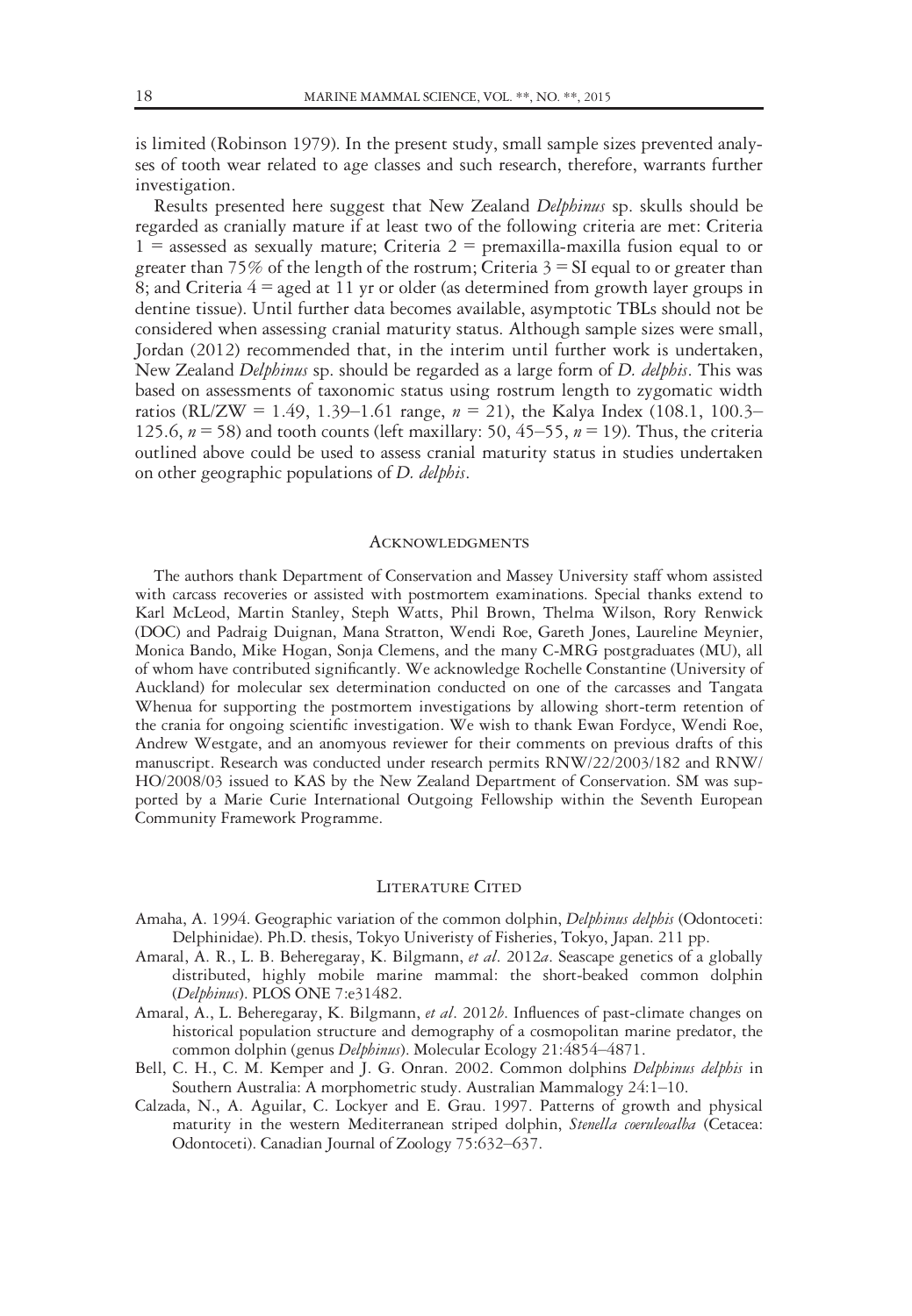is limited (Robinson 1979). In the present study, small sample sizes prevented analyses of tooth wear related to age classes and such research, therefore, warrants further investigation.

Results presented here suggest that New Zealand *Delphinus* sp. skulls should be regarded as cranially mature if at least two of the following criteria are met: Criteria 1 = assessed as sexually mature; Criteria 2 = premaxilla-maxilla fusion equal to or greater than 75% of the length of the rostrum; Criteria 3 = SI equal to or greater than 8; and Criteria 4 = aged at 11 yr or older (as determined from growth layer groups in dentine tissue). Until further data becomes available, asymptotic TBLs should not be considered when assessing cranial maturity status. Although sample sizes were small, Jordan (2012) recommended that, in the interim until further work is undertaken, New Zealand *Delphinus* sp. should be regarded as a large form of *D. delphis*. This was based on assessments of taxonomic status using rostrum length to zygomatic width ratios (RL/ZW = 1.49, 1.39–1.61 range, $n$ = 21), the Kalya Index (108.1, 100.3–125.6, $n$ = 58) and tooth counts (left maxillary: 50, 45–55, $n$ = 19). Thus, the criteria outlined above could be used to assess cranial maturity status in studies undertaken on other geographic populations of *D. delphis*.

## Acknowledgments

The authors thank Department of Conservation and Massey University staff whom assisted with carcass recoveries or assisted with postmortem examinations. Special thanks extend to Karl McLeod, Martin Stanley, Steph Watts, Phil Brown, Thelma Wilson, Rory Renwick (DOC) and Padraig Duignan, Mana Stratton, Wendi Roe, Gareth Jones, Laureline Meynier, Monica Bando, Mike Hogan, Sonja Clemens, and the many C-MRG postgraduates (MU), all of whom have contributed significantly. We acknowledge Rochelle Constantine (University of Auckland) for molecular sex determination conducted on one of the carcasses and Tangata Whenua for supporting the postmortem investigations by allowing short-term retention of the crania for ongoing scientific investigation. We wish to thank Ewan Fordyce, Wendi Roe, Andrew Westgate, and an anomyous reviewer for their comments on previous drafts of this manuscript. Research was conducted under research permits RNW/22/2003/182 and RNW/HO/2008/03 issued to KAS by the New Zealand Department of Conservation. SM was supported by a Marie Curie International Outgoing Fellowship within the Seventh European Community Framework Programme.

## Literature Cited

Amaha, A. 1994. Geographic variation of the common dolphin, *Delphinus delphis* (Odontoceti: Delphinidae). Ph.D. thesis, Tokyo Univeristy of Fisheries, Tokyo, Japan. 211 pp.

Amaral, A. R., L. B. Beheregaray, K. Bilgmann, *et al*. 2012*a*. Seascape genetics of a globally distributed, highly mobile marine mammal: the short-beaked common dolphin (*Delphinus*). PLOS ONE 7:e31482.

Amaral, A., L. Beheregaray, K. Bilgmann, *et al*. 2012*b*. Influences of past-climate changes on historical population structure and demography of a cosmopolitan marine predator, the common dolphin (genus *Delphinus*). Molecular Ecology 21:4854–4871.

Bell, C. H., C. M. Kemper and J. G. Onran. 2002. Common dolphins *Delphinus delphis* in Southern Australia: A morphometric study. Australian Mammalogy 24:1–10.

Calzada, N., A. Aguilar, C. Lockyer and E. Grau. 1997. Patterns of growth and physical maturity in the western Mediterranean striped dolphin, *Stenella coeruleoalba* (Cetacea: Odontoceti). Canadian Journal of Zoology 75:632–637.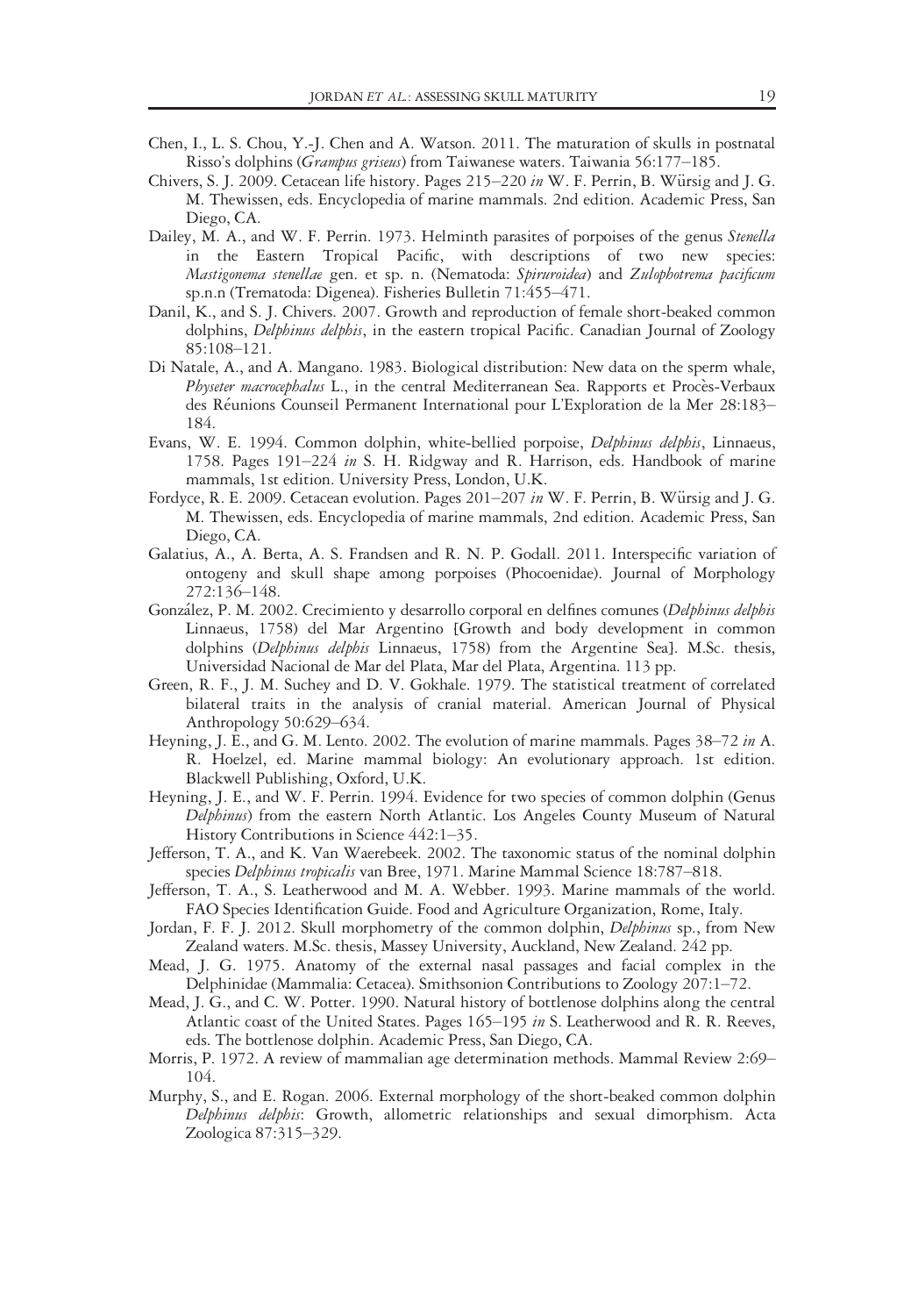Chen, I., L. S. Chou, Y.-J. Chen and A. Watson. 2011. The maturation of skulls in postnatal Risso's dolphins (*Grampus griseus*) from Taiwanese waters. Taiwania 56:177–185.

Chivers, S. J. 2009. Cetacean life history. Pages 215–220 *in* W. F. Perrin, B. Würsig and J. G. M. Thewissen, eds. Encyclopedia of marine mammals. 2nd edition. Academic Press, San Diego, CA.

Dailey, M. A., and W. F. Perrin. 1973. Helminth parasites of porpoises of the genus *Stenella* in the Eastern Tropical Pacific, with descriptions of two new species: *Mastigonema stenellae* gen. et sp. n. (Nematoda: *Spiruroidea*) and *Zulophotrema pacificum* sp.n.n (Trematoda: Digenea). Fisheries Bulletin 71:455–471.

Danil, K., and S. J. Chivers. 2007. Growth and reproduction of female short-beaked common dolphins, *Delphinus delphis*, in the eastern tropical Pacific. Canadian Journal of Zoology 85:108–121.

Di Natale, A., and A. Mangano. 1983. Biological distribution: New data on the sperm whale, *Physeter macrocephalus* L., in the central Mediterranean Sea. Rapports et Procès-Verbaux des Réunions Counseil Permanent International pour L'Exploration de la Mer 28:183–184.

Evans, W. E. 1994. Common dolphin, white-bellied porpoise, *Delphinus delphis*, Linnaeus, 1758. Pages 191–224 *in* S. H. Ridgway and R. Harrison, eds. Handbook of marine mammals, 1st edition. University Press, London, U.K.

Fordyce, R. E. 2009. Cetacean evolution. Pages 201–207 *in* W. F. Perrin, B. Würsig and J. G. M. Thewissen, eds. Encyclopedia of marine mammals, 2nd edition. Academic Press, San Diego, CA.

Galatius, A., A. Berta, A. S. Frandsen and R. N. P. Godall. 2011. Interspecific variation of ontogeny and skull shape among porpoises (Phocoenidae). Journal of Morphology 272:136–148.

González, P. M. 2002. Crecimiento y desarrollo corporal en delfines comunes (*Delphinus delphis* Linnaeus, 1758) del Mar Argentino [Growth and body development in common dolphins (*Delphinus delphis* Linnaeus, 1758) from the Argentine Sea]. M.Sc. thesis, Universidad Nacional de Mar del Plata, Mar del Plata, Argentina. 113 pp.

Green, R. F., J. M. Suchey and D. V. Gokhale. 1979. The statistical treatment of correlated bilateral traits in the analysis of cranial material. American Journal of Physical Anthropology 50:629–634.

Heyning, J. E., and G. M. Lento. 2002. The evolution of marine mammals. Pages 38–72 *in* A. R. Hoelzel, ed. Marine mammal biology: An evolutionary approach. 1st edition. Blackwell Publishing, Oxford, U.K.

Heyning, J. E., and W. F. Perrin. 1994. Evidence for two species of common dolphin (Genus *Delphinus*) from the eastern North Atlantic. Los Angeles County Museum of Natural History Contributions in Science 442:1–35.

Jefferson, T. A., and K. Van Waerebeek. 2002. The taxonomic status of the nominal dolphin species *Delphinus tropicalis* van Bree, 1971. Marine Mammal Science 18:787–818.

Jefferson, T. A., S. Leatherwood and M. A. Webber. 1993. Marine mammals of the world. FAO Species Identification Guide. Food and Agriculture Organization, Rome, Italy.

Jordan, F. F. J. 2012. Skull morphometry of the common dolphin, *Delphinus* sp., from New Zealand waters. M.Sc. thesis, Massey University, Auckland, New Zealand. 242 pp.

Mead, J. G. 1975. Anatomy of the external nasal passages and facial complex in the Delphinidae (Mammalia: Cetacea). Smithsonion Contributions to Zoology 207:1–72.

Mead, J. G., and C. W. Potter. 1990. Natural history of bottlenose dolphins along the central Atlantic coast of the United States. Pages 165–195 *in* S. Leatherwood and R. R. Reeves, eds. The bottlenose dolphin. Academic Press, San Diego, CA.

Morris, P. 1972. A review of mammalian age determination methods. Mammal Review 2:69–104.

Murphy, S., and E. Rogan. 2006. External morphology of the short-beaked common dolphin *Delphinus delphis*: Growth, allometric relationships and sexual dimorphism. Acta Zoologica 87:315–329.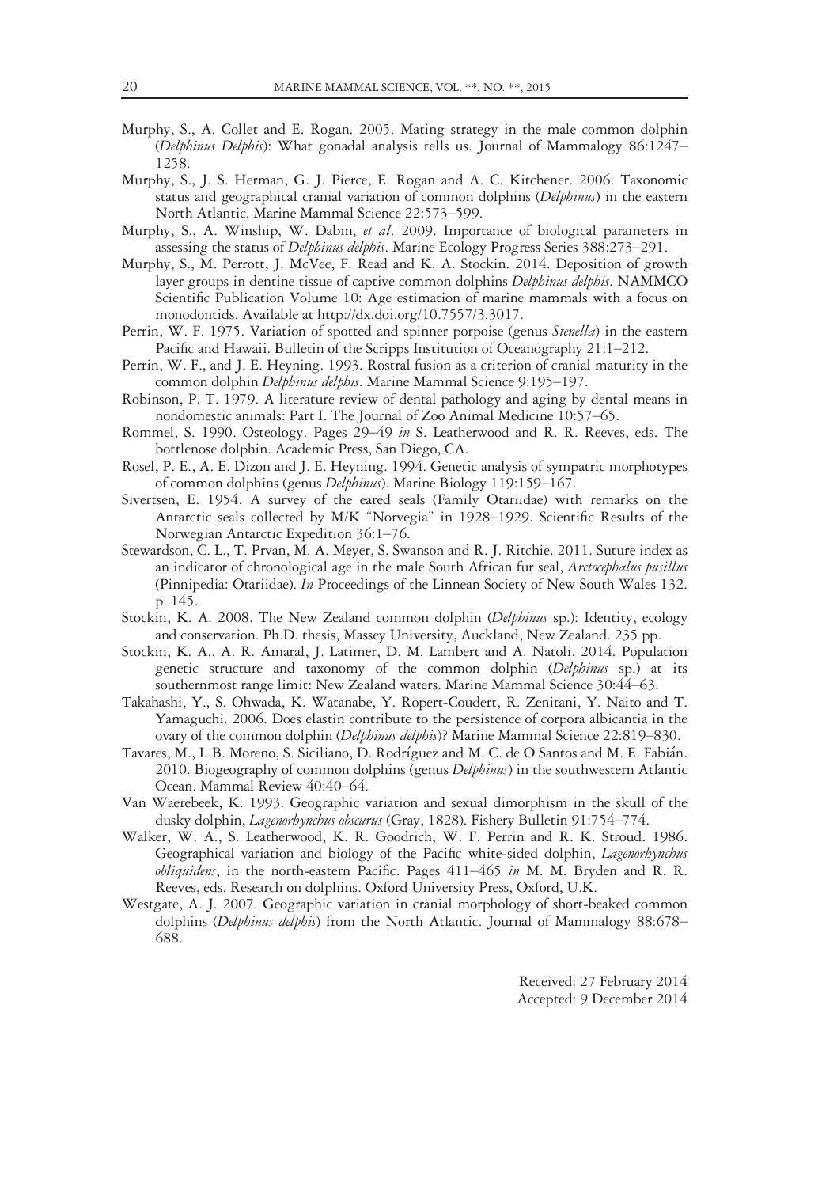Murphy, S., A. Collet and E. Rogan. 2005. Mating strategy in the male common dolphin (*Delphinus Delphis*): What gonadal analysis tells us. Journal of Mammalogy 86:1247–1258.

Murphy, S., J. S. Herman, G. J. Pierce, E. Rogan and A. C. Kitchener. 2006. Taxonomic status and geographical cranial variation of common dolphins (*Delphinus*) in the eastern North Atlantic. Marine Mammal Science 22:573–599.

Murphy, S., A. Winship, W. Dabin, *et al*. 2009. Importance of biological parameters in assessing the status of *Delphinus delphis*. Marine Ecology Progress Series 388:273–291.

Murphy, S., M. Perrott, J. McVee, F. Read and K. A. Stockin. 2014. Deposition of growth layer groups in dentine tissue of captive common dolphins *Delphinus delphis*. NAMMCO Scientific Publication Volume 10: Age estimation of marine mammals with a focus on monodontids. Available at http://dx.doi.org/10.7557/3.3017.

Perrin, W. F. 1975. Variation of spotted and spinner porpoise (genus *Stenella*) in the eastern Pacific and Hawaii. Bulletin of the Scripps Institution of Oceanography 21:1–212.

Perrin, W. F., and J. E. Heyning. 1993. Rostral fusion as a criterion of cranial maturity in the common dolphin *Delphinus delphis*. Marine Mammal Science 9:195–197.

Robinson, P. T. 1979. A literature review of dental pathology and aging by dental means in nondomestic animals: Part I. The Journal of Zoo Animal Medicine 10:57–65.

Rommel, S. 1990. Osteology. Pages 29–49 *in* S. Leatherwood and R. R. Reeves, eds. The bottlenose dolphin. Academic Press, San Diego, CA.

Rosel, P. E., A. E. Dizon and J. E. Heyning. 1994. Genetic analysis of sympatric morphotypes of common dolphins (genus *Delphinus*). Marine Biology 119:159–167.

Sivertsen, E. 1954. A survey of the eared seals (Family Otariidae) with remarks on the Antarctic seals collected by M/K "Norvegia" in 1928–1929. Scientific Results of the Norwegian Antarctic Expedition 36:1–76.

Stewardson, C. L., T. Prvan, M. A. Meyer, S. Swanson and R. J. Ritchie. 2011. Suture index as an indicator of chronological age in the male South African fur seal, *Arctocephalus pusillus* (Pinnipedia: Otariidae). *In* Proceedings of the Linnean Society of New South Wales 132. p. 145.

Stockin, K. A. 2008. The New Zealand common dolphin (*Delphinus* sp.): Identity, ecology and conservation. Ph.D. thesis, Massey University, Auckland, New Zealand. 235 pp.

Stockin, K. A., A. R. Amaral, J. Latimer, D. M. Lambert and A. Natoli. 2014. Population genetic structure and taxonomy of the common dolphin (*Delphinus* sp.) at its southernmost range limit: New Zealand waters. Marine Mammal Science 30:44–63.

Takahashi, Y., S. Ohwada, K. Watanabe, Y. Ropert-Coudert, R. Zenitani, Y. Naito and T. Yamaguchi. 2006. Does elastin contribute to the persistence of corpora albicantia in the ovary of the common dolphin (*Delphinus delphis*)? Marine Mammal Science 22:819–830.

Tavares, M., I. B. Moreno, S. Siciliano, D. Rodríguez and M. C. de O Santos and M. E. Fabián. 2010. Biogeography of common dolphins (genus *Delphinus*) in the southwestern Atlantic Ocean. Mammal Review 40:40–64.

Van Waerebeek, K. 1993. Geographic variation and sexual dimorphism in the skull of the dusky dolphin, *Lagenorhynchus obscurus* (Gray, 1828). Fishery Bulletin 91:754–774.

Walker, W. A., S. Leatherwood, K. R. Goodrich, W. F. Perrin and R. K. Stroud. 1986. Geographical variation and biology of the Pacific white-sided dolphin, *Lagenorhynchus obliquidens*, in the north-eastern Pacific. Pages 411–465 *in* M. M. Bryden and R. R. Reeves, eds. Research on dolphins. Oxford University Press, Oxford, U.K.

Westgate, A. J. 2007. Geographic variation in cranial morphology of short-beaked common dolphins (*Delphinus delphis*) from the North Atlantic. Journal of Mammalogy 88:678–688.

Received: 27 February 2014
Accepted: 9 December 2014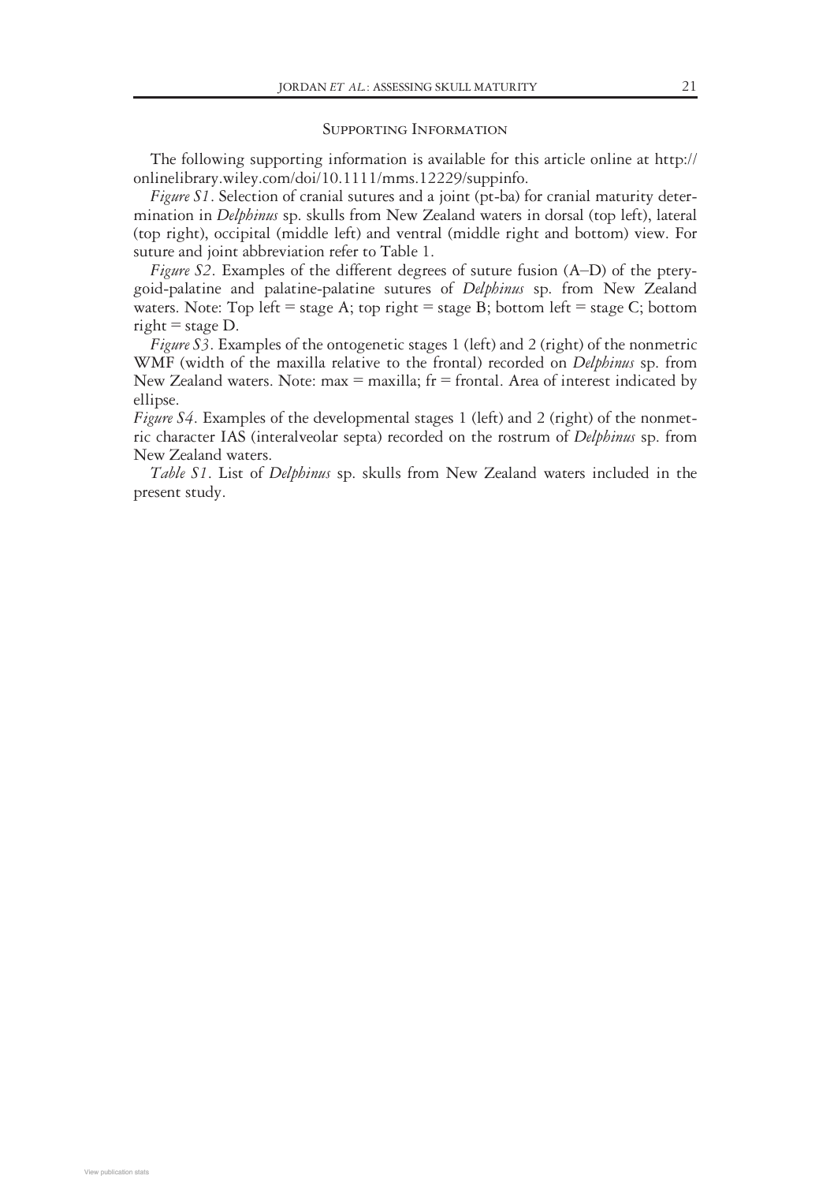## Supporting Information

The following supporting information is available for this article online at http://onlinelibrary.wiley.com/doi/10.1111/mms.12229/suppinfo.

*Figure S1*. Selection of cranial sutures and a joint (pt-ba) for cranial maturity determination in *Delphinus* sp. skulls from New Zealand waters in dorsal (top left), lateral (top right), occipital (middle left) and ventral (middle right and bottom) view. For suture and joint abbreviation refer to Table 1.

*Figure S2*. Examples of the different degrees of suture fusion (A–D) of the pterygoid-palatine and palatine-palatine sutures of *Delphinus* sp. from New Zealand waters. Note: Top left = stage A; top right = stage B; bottom left = stage C; bottom right = stage D.

*Figure S3*. Examples of the ontogenetic stages 1 (left) and 2 (right) of the nonmetric WMF (width of the maxilla relative to the frontal) recorded on *Delphinus* sp. from New Zealand waters. Note: max = maxilla; fr = frontal. Area of interest indicated by ellipse.

*Figure S4*. Examples of the developmental stages 1 (left) and 2 (right) of the nonmetric character IAS (interalveolar septa) recorded on the rostrum of *Delphinus* sp. from New Zealand waters.

*Table S1*. List of *Delphinus* sp. skulls from New Zealand waters included in the present study.